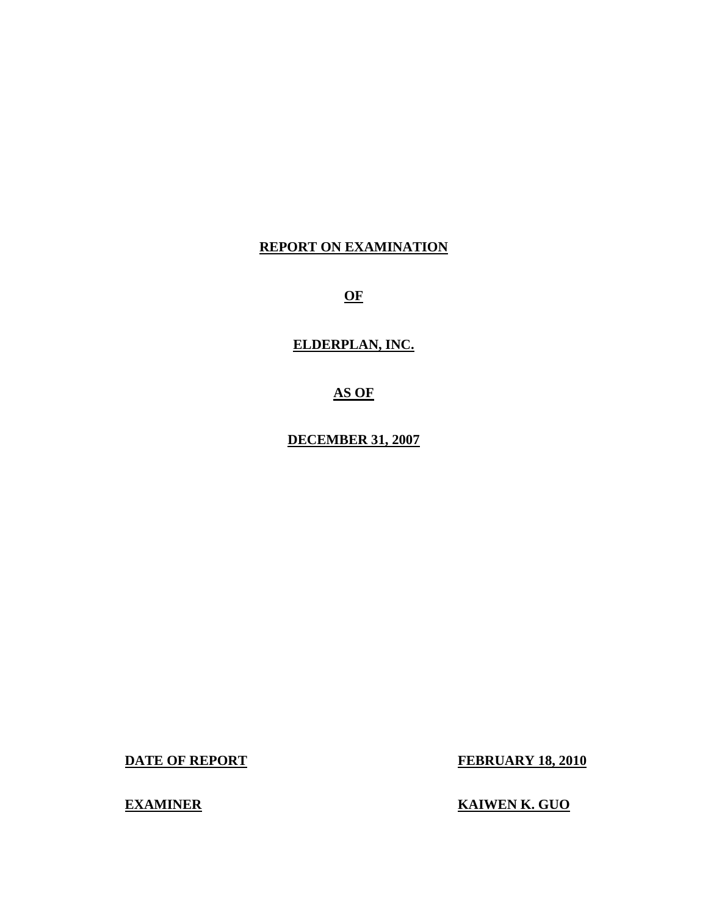# REPORT ON EXAMINATION

# OF

# ELDERPLAN, INC.

# AS OF

# DECEMBER 31, 2007

**DATE OF REPORT** **FEBRUARY 18, 2010**

**EXAMINER** **KAIWEN K. GUO**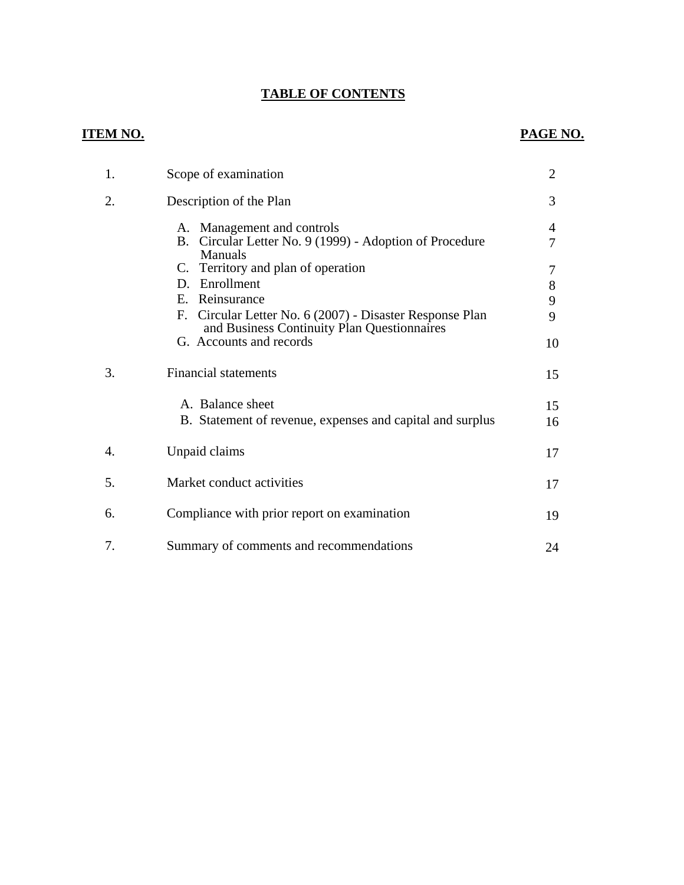# TABLE OF CONTENTS

| ITEM NO. | | PAGE NO. |
|---|---|---|
| 1. | Scope of examination | 2 |
| 2. | Description of the Plan | 3 |
| | A. Management and controls | 4 |
| | B. Circular Letter No. 9 (1999) - Adoption of Procedure Manuals | 7 |
| | C. Territory and plan of operation | 7 |
| | D. Enrollment | 8 |
| | E. Reinsurance | 9 |
| | F. Circular Letter No. 6 (2007) - Disaster Response Plan and Business Continuity Plan Questionnaires | 9 |
| | G. Accounts and records | 10 |
| 3. | Financial statements | 15 |
| | A. Balance sheet | 15 |
| | B. Statement of revenue, expenses and capital and surplus | 16 |
| 4. | Unpaid claims | 17 |
| 5. | Market conduct activities | 17 |
| 6. | Compliance with prior report on examination | 19 |
| 7. | Summary of comments and recommendations | 24 |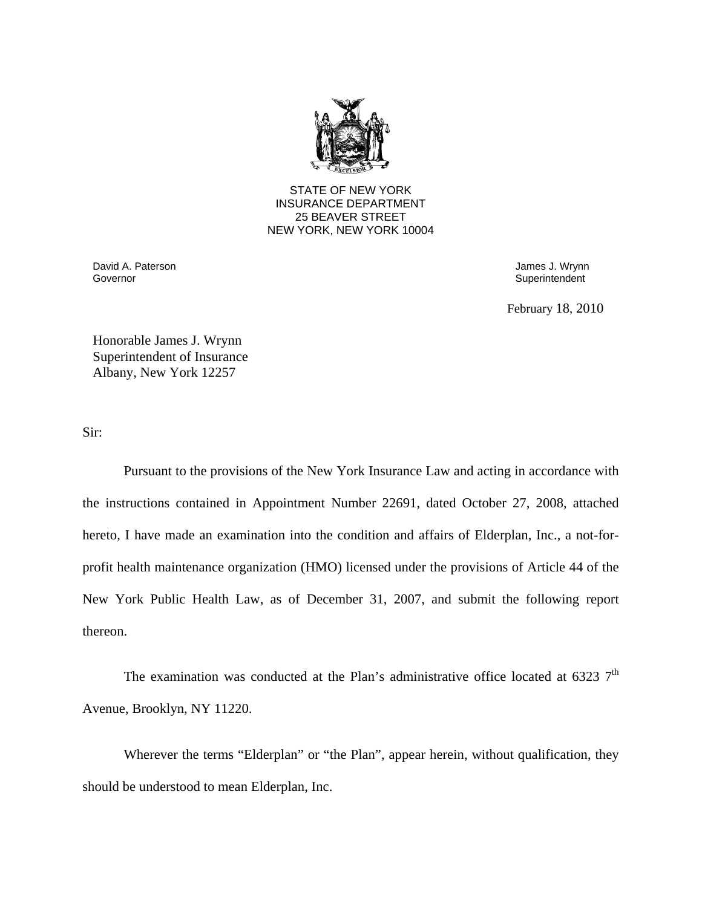STATE OF NEW YORK
INSURANCE DEPARTMENT
25 BEAVER STREET
NEW YORK, NEW YORK 10004

David A. Paterson
Governor

James J. Wrynn
Superintendent

February 18, 2010

Honorable James J. Wrynn
Superintendent of Insurance
Albany, New York 12257

Sir:

Pursuant to the provisions of the New York Insurance Law and acting in accordance with the instructions contained in Appointment Number 22691, dated October 27, 2008, attached hereto, I have made an examination into the condition and affairs of Elderplan, Inc., a not-for-profit health maintenance organization (HMO) licensed under the provisions of Article 44 of the New York Public Health Law, as of December 31, 2007, and submit the following report thereon.

The examination was conducted at the Plan's administrative office located at 6323 7th Avenue, Brooklyn, NY 11220.

Wherever the terms "Elderplan" or "the Plan", appear herein, without qualification, they should be understood to mean Elderplan, Inc.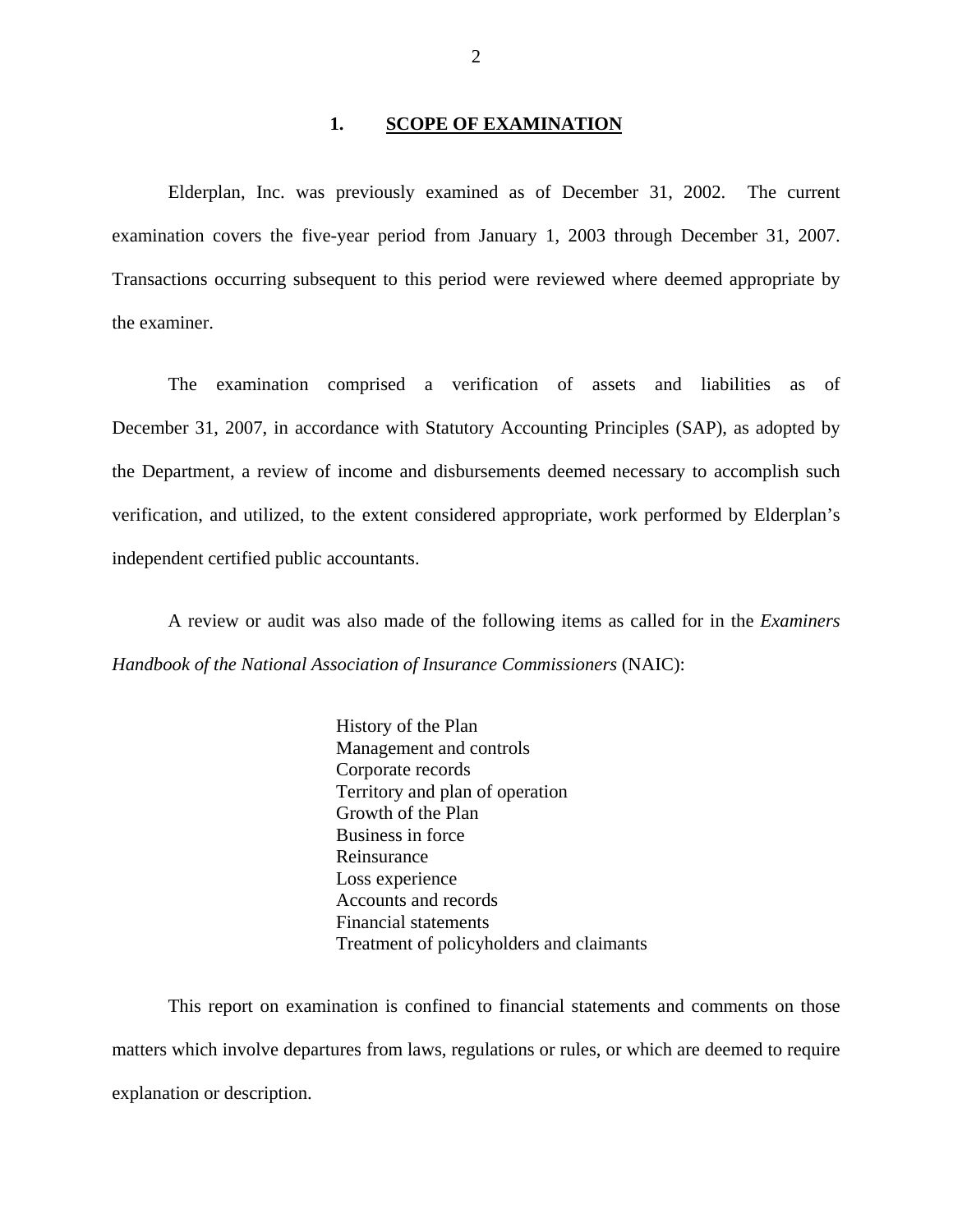## 1. SCOPE OF EXAMINATION

Elderplan, Inc. was previously examined as of December 31, 2002. The current examination covers the five-year period from January 1, 2003 through December 31, 2007. Transactions occurring subsequent to this period were reviewed where deemed appropriate by the examiner.

The examination comprised a verification of assets and liabilities as of December 31, 2007, in accordance with Statutory Accounting Principles (SAP), as adopted by the Department, a review of income and disbursements deemed necessary to accomplish such verification, and utilized, to the extent considered appropriate, work performed by Elderplan's independent certified public accountants.

A review or audit was also made of the following items as called for in the *Examiners Handbook of the National Association of Insurance Commissioners* (NAIC):

- History of the Plan
- Management and controls
- Corporate records
- Territory and plan of operation
- Growth of the Plan
- Business in force
- Reinsurance
- Loss experience
- Accounts and records
- Financial statements
- Treatment of policyholders and claimants

This report on examination is confined to financial statements and comments on those matters which involve departures from laws, regulations or rules, or which are deemed to require explanation or description.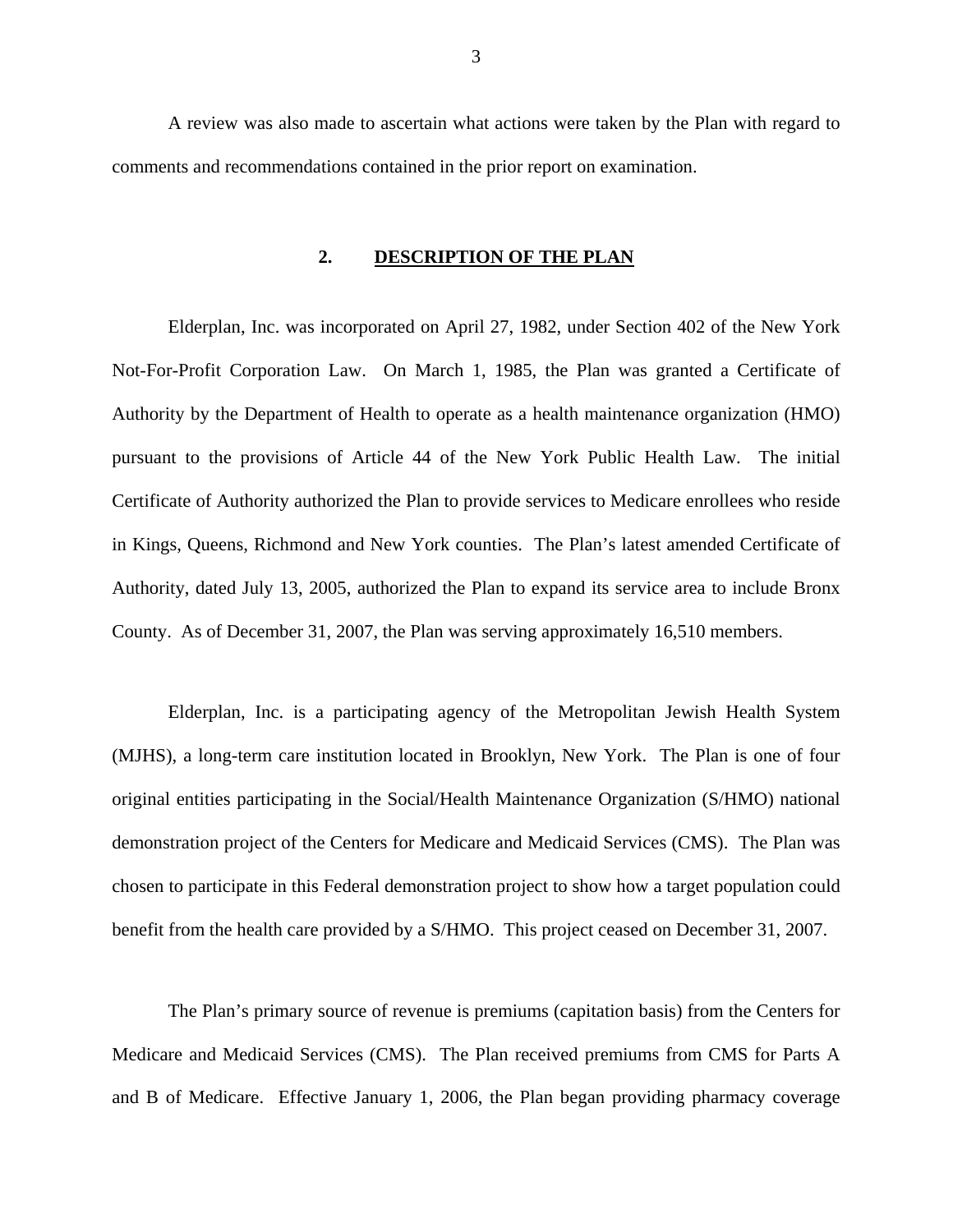A review was also made to ascertain what actions were taken by the Plan with regard to comments and recommendations contained in the prior report on examination.

## 2. DESCRIPTION OF THE PLAN

Elderplan, Inc. was incorporated on April 27, 1982, under Section 402 of the New York Not-For-Profit Corporation Law. On March 1, 1985, the Plan was granted a Certificate of Authority by the Department of Health to operate as a health maintenance organization (HMO) pursuant to the provisions of Article 44 of the New York Public Health Law. The initial Certificate of Authority authorized the Plan to provide services to Medicare enrollees who reside in Kings, Queens, Richmond and New York counties. The Plan's latest amended Certificate of Authority, dated July 13, 2005, authorized the Plan to expand its service area to include Bronx County. As of December 31, 2007, the Plan was serving approximately 16,510 members.

Elderplan, Inc. is a participating agency of the Metropolitan Jewish Health System (MJHS), a long-term care institution located in Brooklyn, New York. The Plan is one of four original entities participating in the Social/Health Maintenance Organization (S/HMO) national demonstration project of the Centers for Medicare and Medicaid Services (CMS). The Plan was chosen to participate in this Federal demonstration project to show how a target population could benefit from the health care provided by a S/HMO. This project ceased on December 31, 2007.

The Plan's primary source of revenue is premiums (capitation basis) from the Centers for Medicare and Medicaid Services (CMS). The Plan received premiums from CMS for Parts A and B of Medicare. Effective January 1, 2006, the Plan began providing pharmacy coverage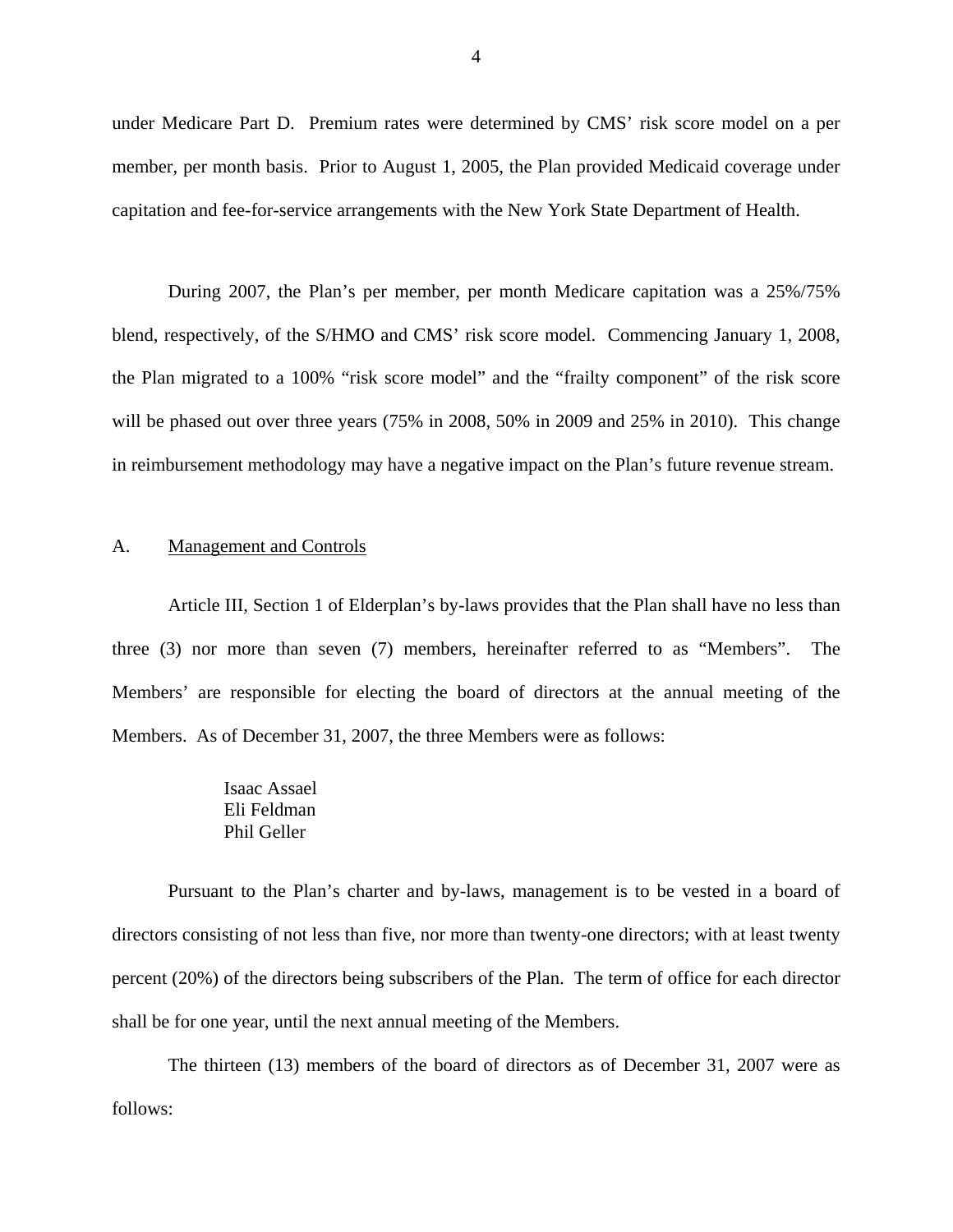under Medicare Part D. Premium rates were determined by CMS' risk score model on a per member, per month basis. Prior to August 1, 2005, the Plan provided Medicaid coverage under capitation and fee-for-service arrangements with the New York State Department of Health.

During 2007, the Plan's per member, per month Medicare capitation was a 25%/75% blend, respectively, of the S/HMO and CMS' risk score model. Commencing January 1, 2008, the Plan migrated to a 100% "risk score model" and the "frailty component" of the risk score will be phased out over three years (75% in 2008, 50% in 2009 and 25% in 2010). This change in reimbursement methodology may have a negative impact on the Plan's future revenue stream.

## A. Management and Controls

Article III, Section 1 of Elderplan's by-laws provides that the Plan shall have no less than three (3) nor more than seven (7) members, hereinafter referred to as "Members". The Members' are responsible for electing the board of directors at the annual meeting of the Members. As of December 31, 2007, the three Members were as follows:

Isaac Assael
Eli Feldman
Phil Geller

Pursuant to the Plan's charter and by-laws, management is to be vested in a board of directors consisting of not less than five, nor more than twenty-one directors; with at least twenty percent (20%) of the directors being subscribers of the Plan. The term of office for each director shall be for one year, until the next annual meeting of the Members.

The thirteen (13) members of the board of directors as of December 31, 2007 were as follows: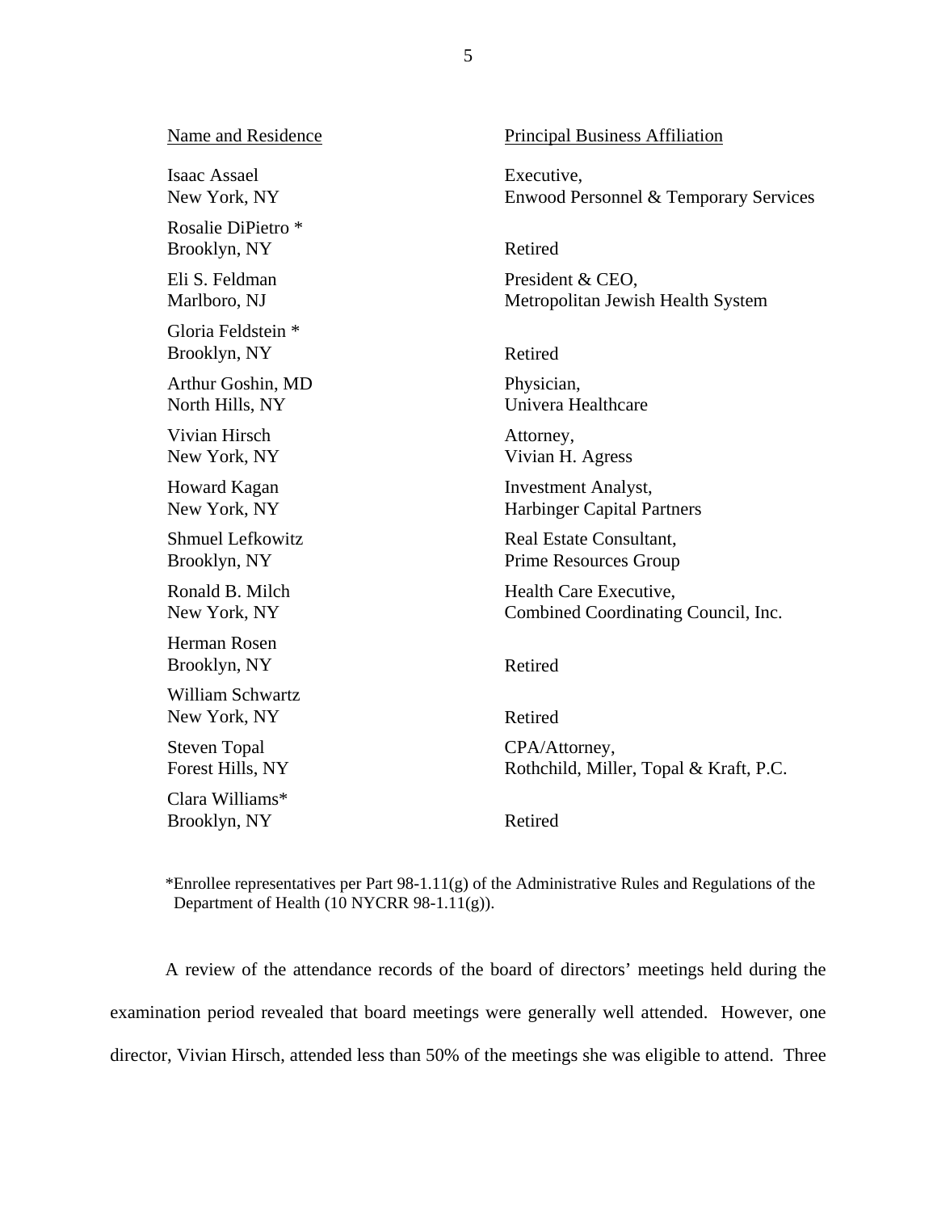| Name and Residence | Principal Business Affiliation |
|---|---|
| Isaac Assael<br>New York, NY | Executive,<br>Enwood Personnel & Temporary Services |
| Rosalie DiPietro *<br>Brooklyn, NY | Retired |
| Eli S. Feldman<br>Marlboro, NJ | President & CEO,<br>Metropolitan Jewish Health System |
| Gloria Feldstein *<br>Brooklyn, NY | Retired |
| Arthur Goshin, MD<br>North Hills, NY | Physician,<br>Univera Healthcare |
| Vivian Hirsch<br>New York, NY | Attorney,<br>Vivian H. Agress |
| Howard Kagan<br>New York, NY | Investment Analyst,<br>Harbinger Capital Partners |
| Shmuel Lefkowitz<br>Brooklyn, NY | Real Estate Consultant,<br>Prime Resources Group |
| Ronald B. Milch<br>New York, NY | Health Care Executive,<br>Combined Coordinating Council, Inc. |
| Herman Rosen<br>Brooklyn, NY | Retired |
| William Schwartz<br>New York, NY | Retired |
| Steven Topal<br>Forest Hills, NY | CPA/Attorney,<br>Rothchild, Miller, Topal & Kraft, P.C. |
| Clara Williams*<br>Brooklyn, NY | Retired |

*Enrollee representatives per Part 98-1.11(g) of the Administrative Rules and Regulations of the Department of Health (10 NYCRR 98-1.11(g)).

A review of the attendance records of the board of directors' meetings held during the examination period revealed that board meetings were generally well attended. However, one director, Vivian Hirsch, attended less than 50% of the meetings she was eligible to attend. Three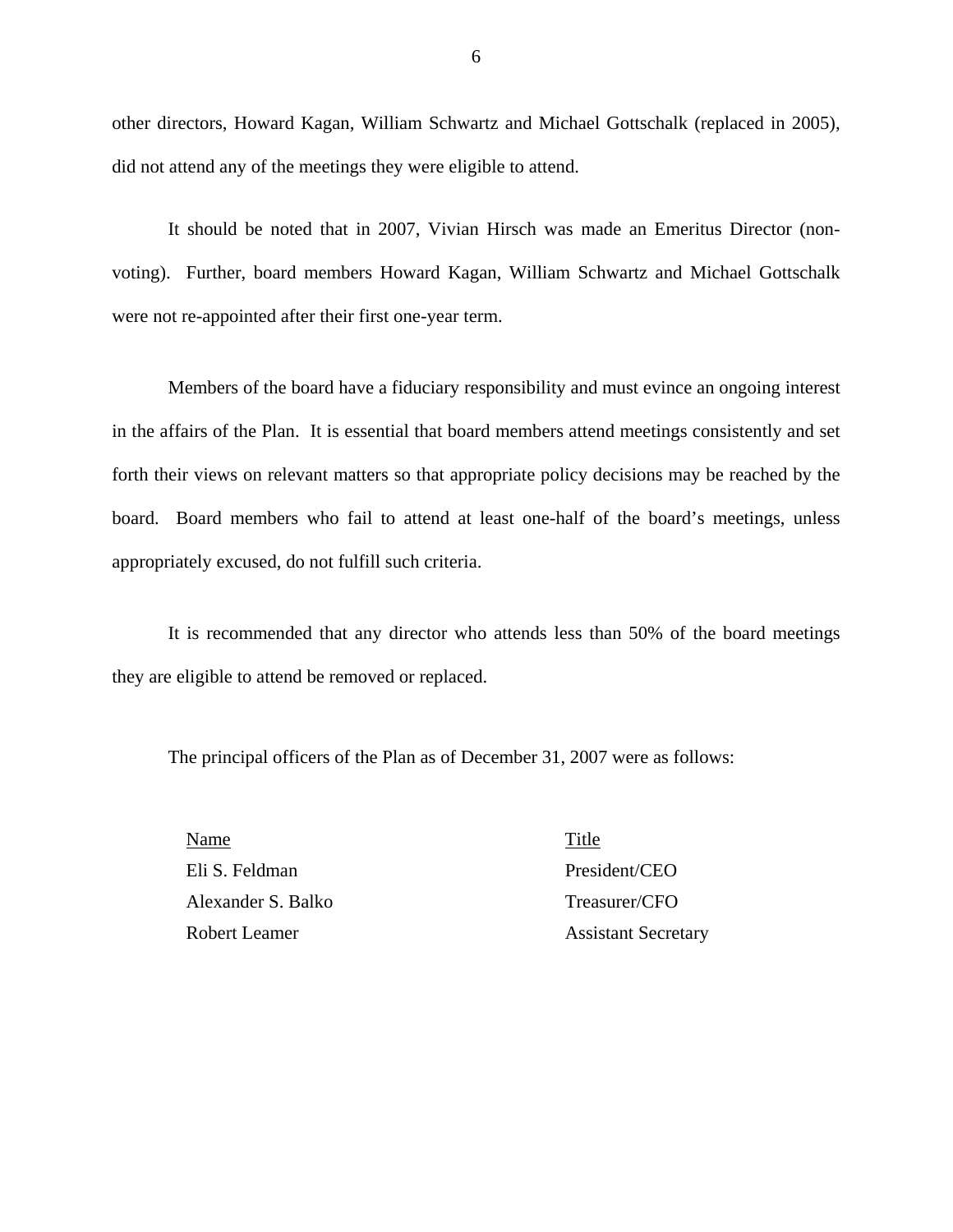other directors, Howard Kagan, William Schwartz and Michael Gottschalk (replaced in 2005), did not attend any of the meetings they were eligible to attend.

It should be noted that in 2007, Vivian Hirsch was made an Emeritus Director (non-voting). Further, board members Howard Kagan, William Schwartz and Michael Gottschalk were not re-appointed after their first one-year term.

Members of the board have a fiduciary responsibility and must evince an ongoing interest in the affairs of the Plan. It is essential that board members attend meetings consistently and set forth their views on relevant matters so that appropriate policy decisions may be reached by the board. Board members who fail to attend at least one-half of the board's meetings, unless appropriately excused, do not fulfill such criteria.

It is recommended that any director who attends less than 50% of the board meetings they are eligible to attend be removed or replaced.

The principal officers of the Plan as of December 31, 2007 were as follows:

| Name | Title |
|---|---|
| Eli S. Feldman | President/CEO |
| Alexander S. Balko | Treasurer/CFO |
| Robert Leamer | Assistant Secretary |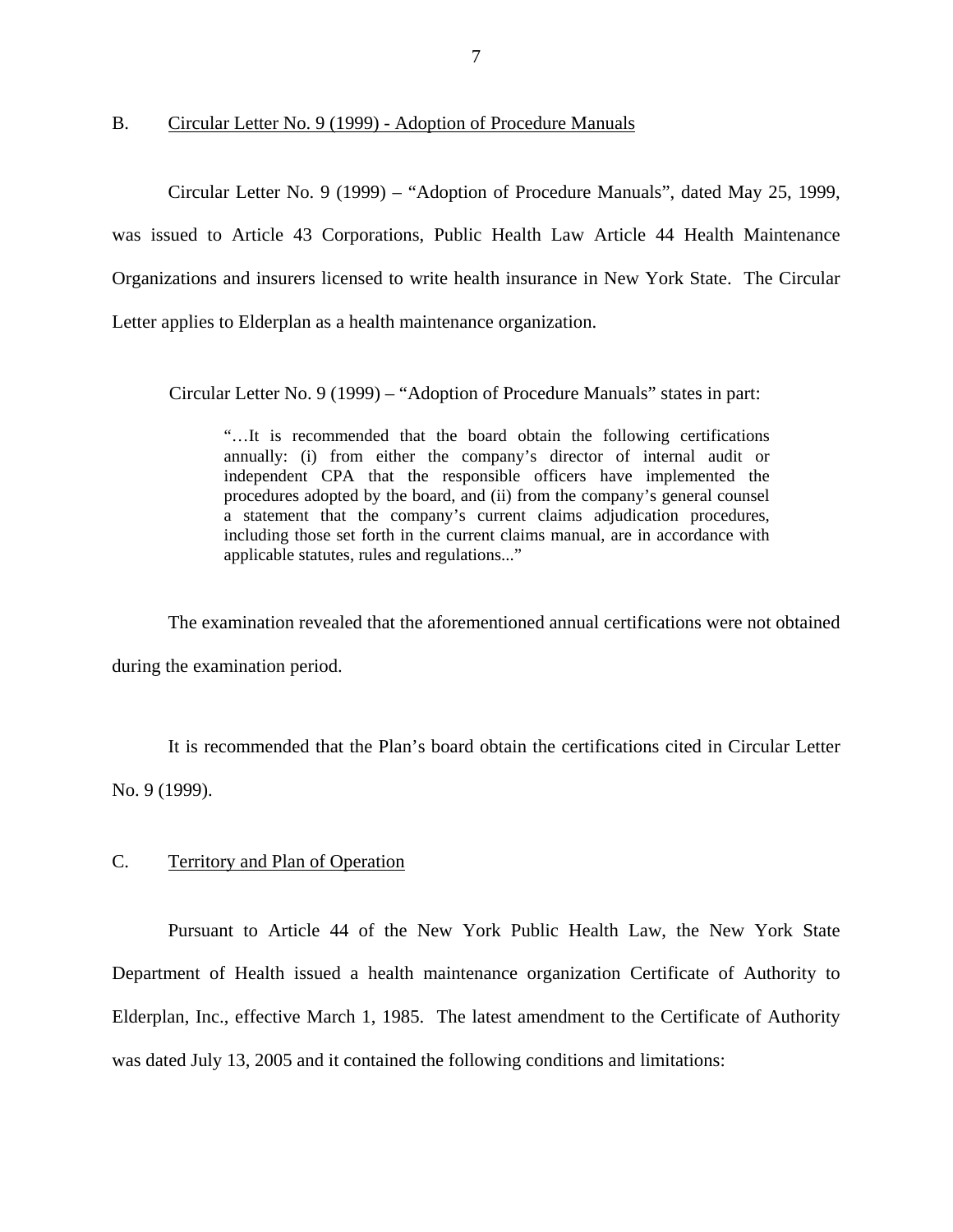## B. Circular Letter No. 9 (1999) - Adoption of Procedure Manuals

Circular Letter No. 9 (1999) – "Adoption of Procedure Manuals", dated May 25, 1999, was issued to Article 43 Corporations, Public Health Law Article 44 Health Maintenance Organizations and insurers licensed to write health insurance in New York State. The Circular Letter applies to Elderplan as a health maintenance organization.

Circular Letter No. 9 (1999) – "Adoption of Procedure Manuals" states in part:

> "…It is recommended that the board obtain the following certifications annually: (i) from either the company's director of internal audit or independent CPA that the responsible officers have implemented the procedures adopted by the board, and (ii) from the company's general counsel a statement that the company's current claims adjudication procedures, including those set forth in the current claims manual, are in accordance with applicable statutes, rules and regulations..."

The examination revealed that the aforementioned annual certifications were not obtained during the examination period.

It is recommended that the Plan's board obtain the certifications cited in Circular Letter No. 9 (1999).

## C. Territory and Plan of Operation

Pursuant to Article 44 of the New York Public Health Law, the New York State Department of Health issued a health maintenance organization Certificate of Authority to Elderplan, Inc., effective March 1, 1985. The latest amendment to the Certificate of Authority was dated July 13, 2005 and it contained the following conditions and limitations: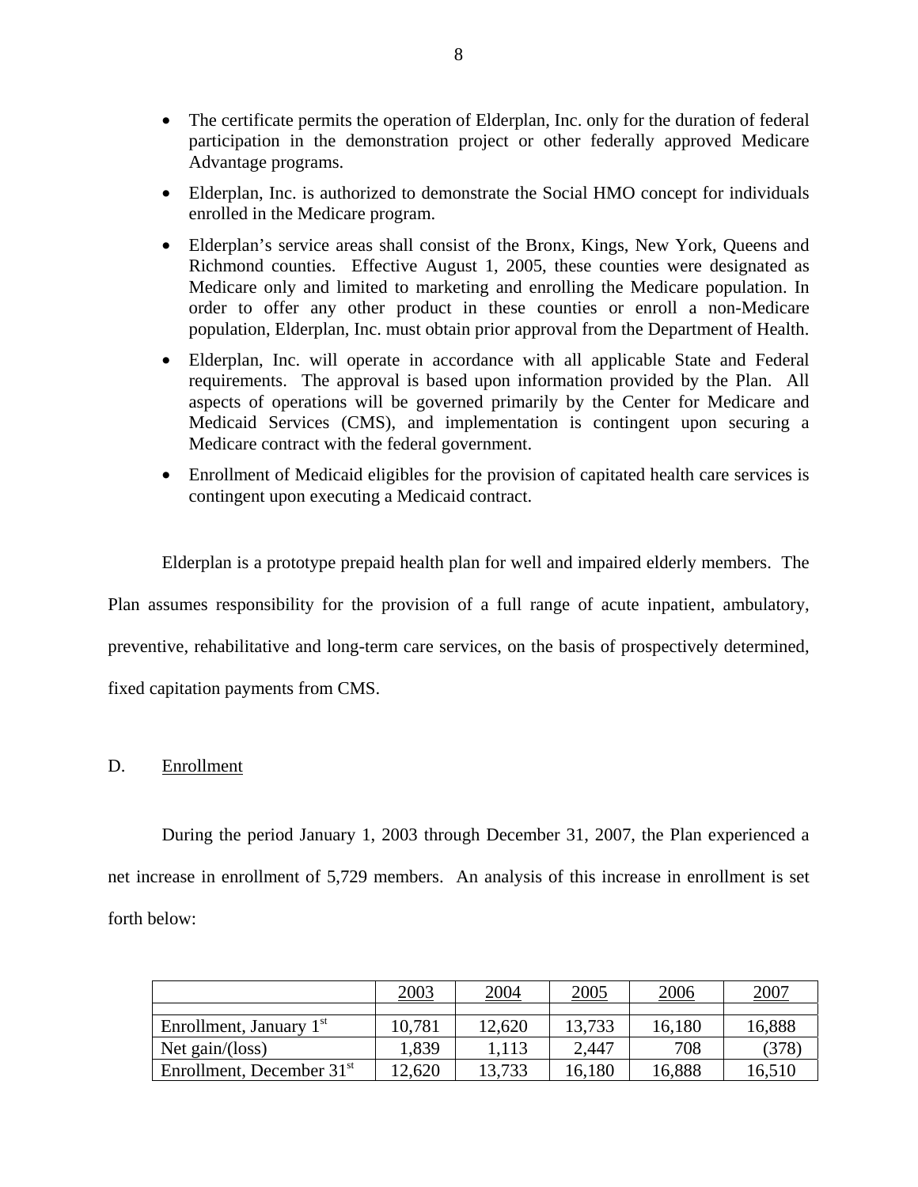- The certificate permits the operation of Elderplan, Inc. only for the duration of federal participation in the demonstration project or other federally approved Medicare Advantage programs.
- Elderplan, Inc. is authorized to demonstrate the Social HMO concept for individuals enrolled in the Medicare program.
- Elderplan's service areas shall consist of the Bronx, Kings, New York, Queens and Richmond counties. Effective August 1, 2005, these counties were designated as Medicare only and limited to marketing and enrolling the Medicare population. In order to offer any other product in these counties or enroll a non-Medicare population, Elderplan, Inc. must obtain prior approval from the Department of Health.
- Elderplan, Inc. will operate in accordance with all applicable State and Federal requirements. The approval is based upon information provided by the Plan. All aspects of operations will be governed primarily by the Center for Medicare and Medicaid Services (CMS), and implementation is contingent upon securing a Medicare contract with the federal government.
- Enrollment of Medicaid eligibles for the provision of capitated health care services is contingent upon executing a Medicaid contract.

Elderplan is a prototype prepaid health plan for well and impaired elderly members. The Plan assumes responsibility for the provision of a full range of acute inpatient, ambulatory, preventive, rehabilitative and long-term care services, on the basis of prospectively determined, fixed capitation payments from CMS.

D. Enrollment

During the period January 1, 2003 through December 31, 2007, the Plan experienced a net increase in enrollment of 5,729 members. An analysis of this increase in enrollment is set forth below:

| | 2003 | 2004 | 2005 | 2006 | 2007 |
|---|---|---|---|---|---|
| Enrollment, January 1st | 10,781 | 12,620 | 13,733 | 16,180 | 16,888 |
| Net gain/(loss) | 1,839 | 1,113 | 2,447 | 708 | (378) |
| Enrollment, December 31st | 12,620 | 13,733 | 16,180 | 16,888 | 16,510 |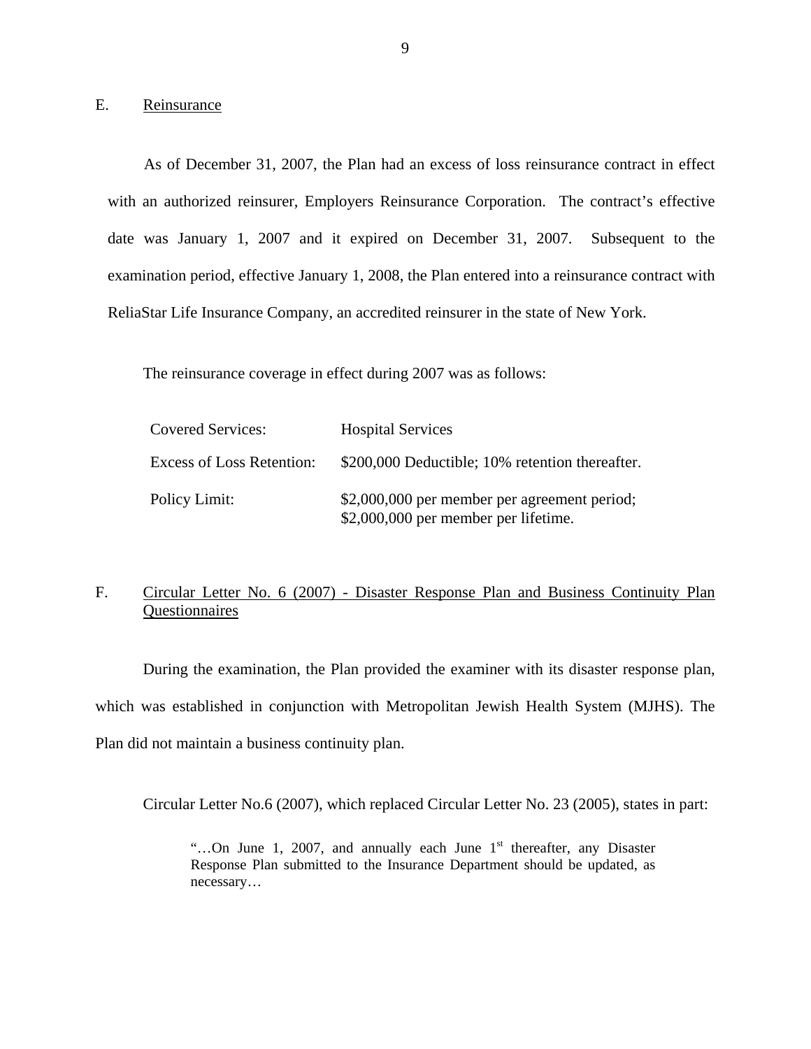## E. Reinsurance

As of December 31, 2007, the Plan had an excess of loss reinsurance contract in effect with an authorized reinsurer, Employers Reinsurance Corporation. The contract's effective date was January 1, 2007 and it expired on December 31, 2007. Subsequent to the examination period, effective January 1, 2008, the Plan entered into a reinsurance contract with ReliaStar Life Insurance Company, an accredited reinsurer in the state of New York.

The reinsurance coverage in effect during 2007 was as follows:

| | |
|---|---|
| Covered Services: | Hospital Services |
| Excess of Loss Retention: | $200,000 Deductible; 10% retention thereafter. |
| Policy Limit: | $2,000,000 per member per agreement period; $2,000,000 per member per lifetime. |

## F. Circular Letter No. 6 (2007) - Disaster Response Plan and Business Continuity Plan Questionnaires

During the examination, the Plan provided the examiner with its disaster response plan, which was established in conjunction with Metropolitan Jewish Health System (MJHS). The Plan did not maintain a business continuity plan.

Circular Letter No.6 (2007), which replaced Circular Letter No. 23 (2005), states in part:

> "…On June 1, 2007, and annually each June 1st thereafter, any Disaster Response Plan submitted to the Insurance Department should be updated, as necessary…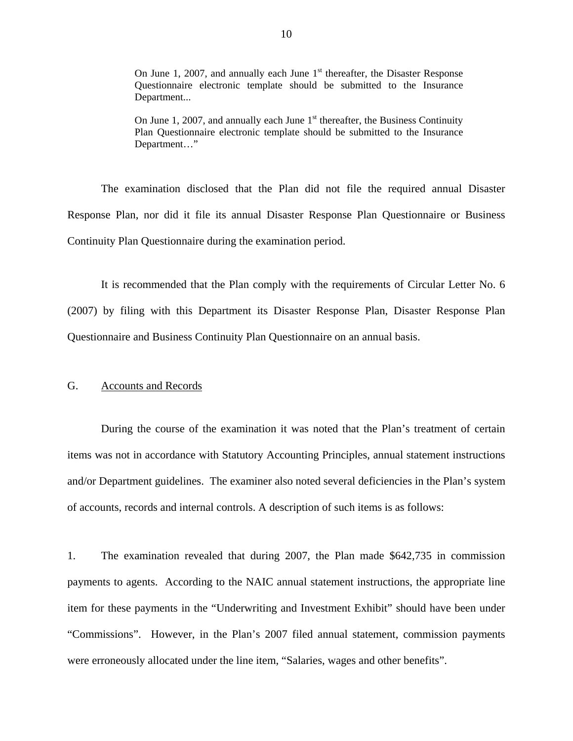> On June 1, 2007, and annually each June 1st thereafter, the Disaster Response Questionnaire electronic template should be submitted to the Insurance Department...
>
> On June 1, 2007, and annually each June 1st thereafter, the Business Continuity Plan Questionnaire electronic template should be submitted to the Insurance Department…"

The examination disclosed that the Plan did not file the required annual Disaster Response Plan, nor did it file its annual Disaster Response Plan Questionnaire or Business Continuity Plan Questionnaire during the examination period.

It is recommended that the Plan comply with the requirements of Circular Letter No. 6 (2007) by filing with this Department its Disaster Response Plan, Disaster Response Plan Questionnaire and Business Continuity Plan Questionnaire on an annual basis.

## G. Accounts and Records

During the course of the examination it was noted that the Plan's treatment of certain items was not in accordance with Statutory Accounting Principles, annual statement instructions and/or Department guidelines. The examiner also noted several deficiencies in the Plan's system of accounts, records and internal controls. A description of such items is as follows:

1. The examination revealed that during 2007, the Plan made $642,735 in commission payments to agents. According to the NAIC annual statement instructions, the appropriate line item for these payments in the "Underwriting and Investment Exhibit" should have been under "Commissions". However, in the Plan's 2007 filed annual statement, commission payments were erroneously allocated under the line item, "Salaries, wages and other benefits".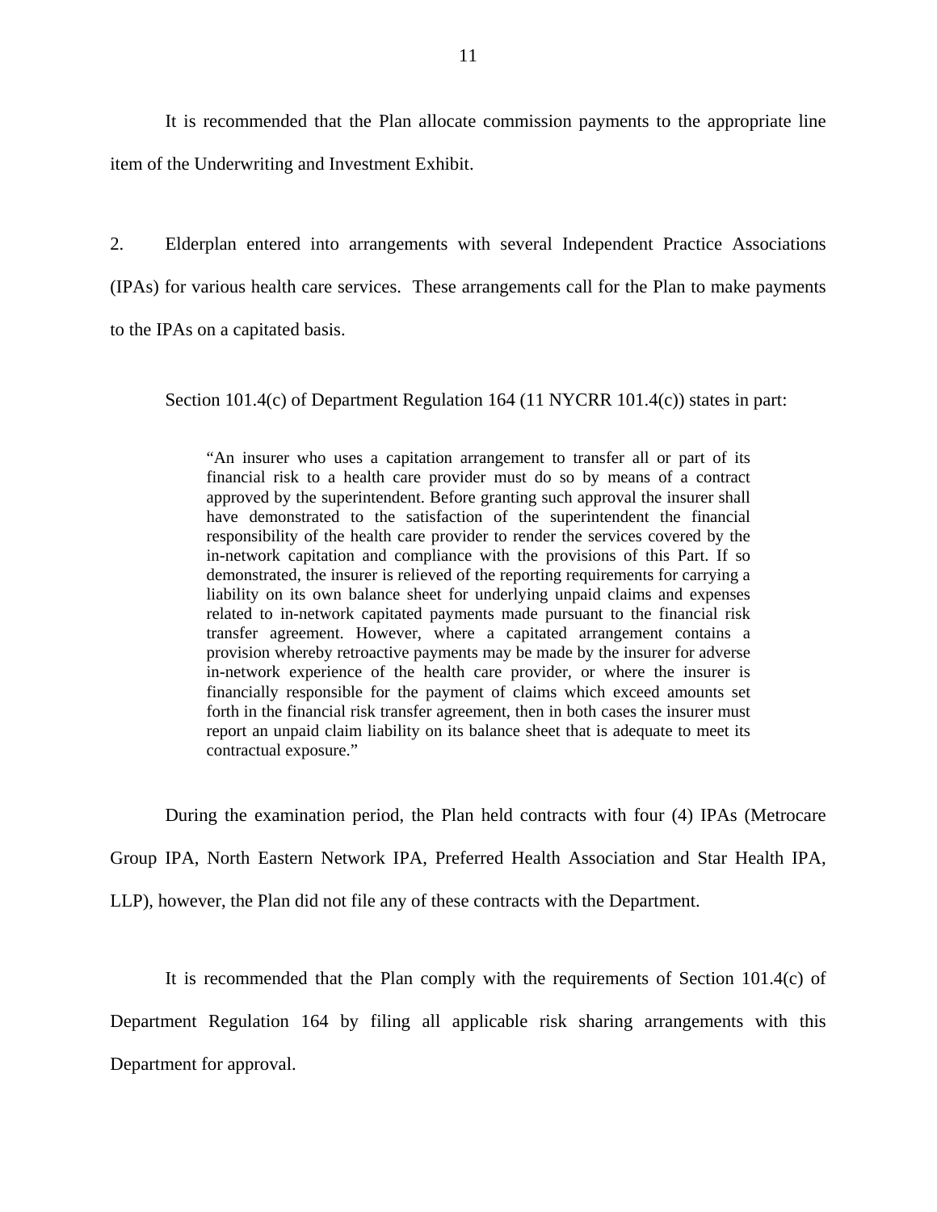It is recommended that the Plan allocate commission payments to the appropriate line item of the Underwriting and Investment Exhibit.

2. Elderplan entered into arrangements with several Independent Practice Associations (IPAs) for various health care services. These arrangements call for the Plan to make payments to the IPAs on a capitated basis.

Section 101.4(c) of Department Regulation 164 (11 NYCRR 101.4(c)) states in part:

> "An insurer who uses a capitation arrangement to transfer all or part of its financial risk to a health care provider must do so by means of a contract approved by the superintendent. Before granting such approval the insurer shall have demonstrated to the satisfaction of the superintendent the financial responsibility of the health care provider to render the services covered by the in-network capitation and compliance with the provisions of this Part. If so demonstrated, the insurer is relieved of the reporting requirements for carrying a liability on its own balance sheet for underlying unpaid claims and expenses related to in-network capitated payments made pursuant to the financial risk transfer agreement. However, where a capitated arrangement contains a provision whereby retroactive payments may be made by the insurer for adverse in-network experience of the health care provider, or where the insurer is financially responsible for the payment of claims which exceed amounts set forth in the financial risk transfer agreement, then in both cases the insurer must report an unpaid claim liability on its balance sheet that is adequate to meet its contractual exposure."

During the examination period, the Plan held contracts with four (4) IPAs (Metrocare Group IPA, North Eastern Network IPA, Preferred Health Association and Star Health IPA, LLP), however, the Plan did not file any of these contracts with the Department.

It is recommended that the Plan comply with the requirements of Section 101.4(c) of Department Regulation 164 by filing all applicable risk sharing arrangements with this Department for approval.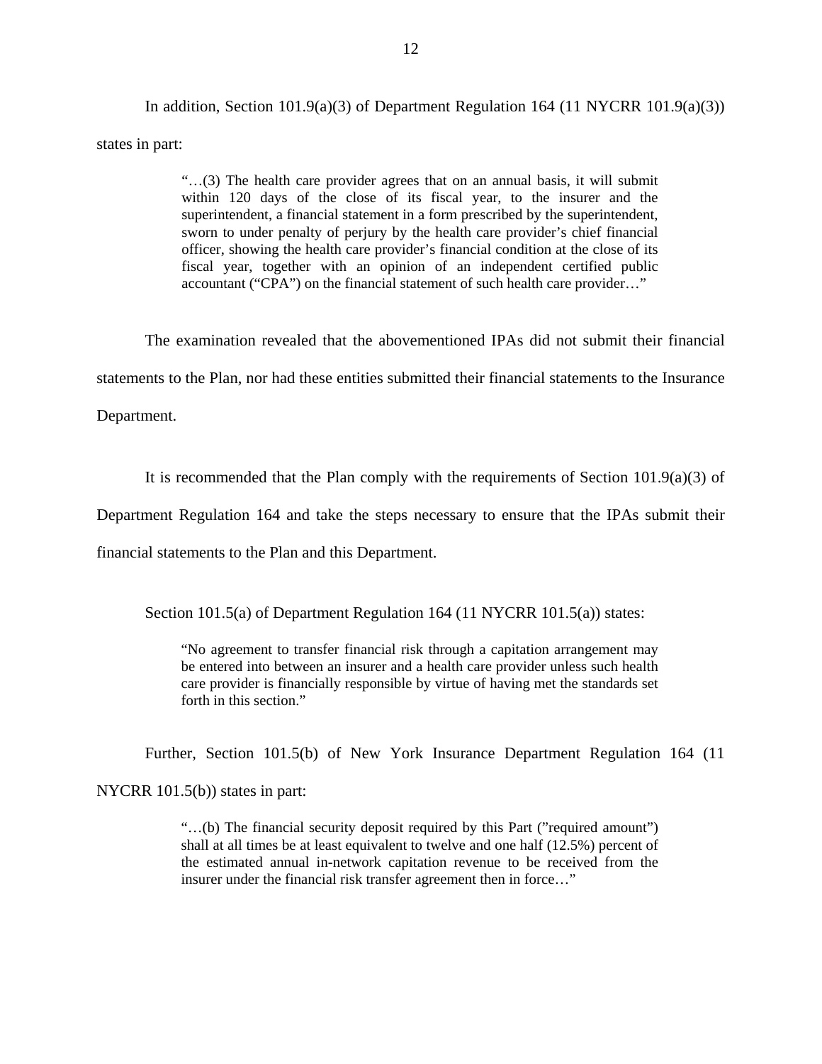In addition, Section 101.9(a)(3) of Department Regulation 164 (11 NYCRR 101.9(a)(3)) states in part:

> "…(3) The health care provider agrees that on an annual basis, it will submit within 120 days of the close of its fiscal year, to the insurer and the superintendent, a financial statement in a form prescribed by the superintendent, sworn to under penalty of perjury by the health care provider's chief financial officer, showing the health care provider's financial condition at the close of its fiscal year, together with an opinion of an independent certified public accountant ("CPA") on the financial statement of such health care provider…"

The examination revealed that the abovementioned IPAs did not submit their financial statements to the Plan, nor had these entities submitted their financial statements to the Insurance Department.

It is recommended that the Plan comply with the requirements of Section 101.9(a)(3) of Department Regulation 164 and take the steps necessary to ensure that the IPAs submit their financial statements to the Plan and this Department.

Section 101.5(a) of Department Regulation 164 (11 NYCRR 101.5(a)) states:

> "No agreement to transfer financial risk through a capitation arrangement may be entered into between an insurer and a health care provider unless such health care provider is financially responsible by virtue of having met the standards set forth in this section."

Further, Section 101.5(b) of New York Insurance Department Regulation 164 (11 NYCRR 101.5(b)) states in part:

> "…(b) The financial security deposit required by this Part ("required amount") shall at all times be at least equivalent to twelve and one half (12.5%) percent of the estimated annual in-network capitation revenue to be received from the insurer under the financial risk transfer agreement then in force…"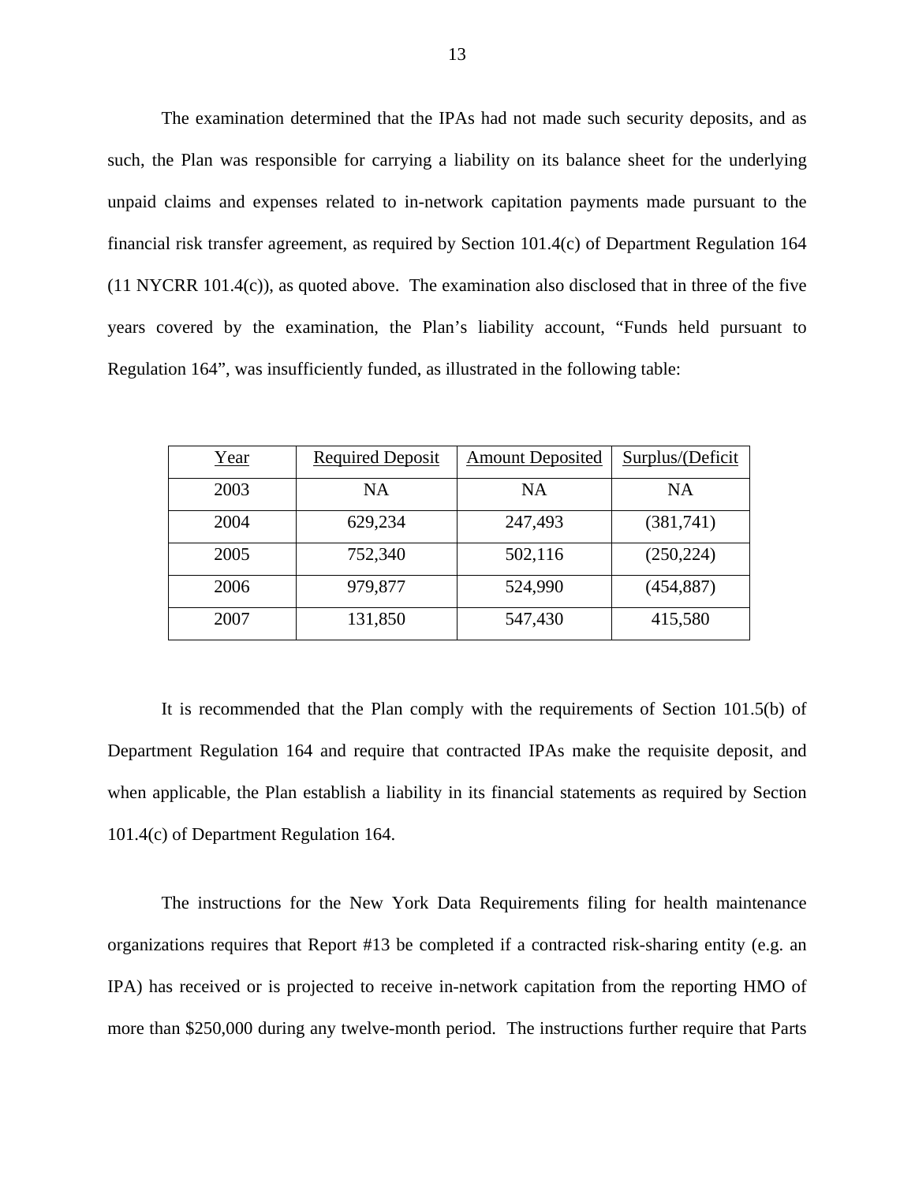The examination determined that the IPAs had not made such security deposits, and as such, the Plan was responsible for carrying a liability on its balance sheet for the underlying unpaid claims and expenses related to in-network capitation payments made pursuant to the financial risk transfer agreement, as required by Section 101.4(c) of Department Regulation 164 (11 NYCRR 101.4(c)), as quoted above. The examination also disclosed that in three of the five years covered by the examination, the Plan's liability account, "Funds held pursuant to Regulation 164", was insufficiently funded, as illustrated in the following table:

| Year | Required Deposit | Amount Deposited | Surplus/(Deficit |
|---|---|---|---|
| 2003 | NA | NA | NA |
| 2004 | 629,234 | 247,493 | (381,741) |
| 2005 | 752,340 | 502,116 | (250,224) |
| 2006 | 979,877 | 524,990 | (454,887) |
| 2007 | 131,850 | 547,430 | 415,580 |

It is recommended that the Plan comply with the requirements of Section 101.5(b) of Department Regulation 164 and require that contracted IPAs make the requisite deposit, and when applicable, the Plan establish a liability in its financial statements as required by Section 101.4(c) of Department Regulation 164.

The instructions for the New York Data Requirements filing for health maintenance organizations requires that Report #13 be completed if a contracted risk-sharing entity (e.g. an IPA) has received or is projected to receive in-network capitation from the reporting HMO of more than $250,000 during any twelve-month period. The instructions further require that Parts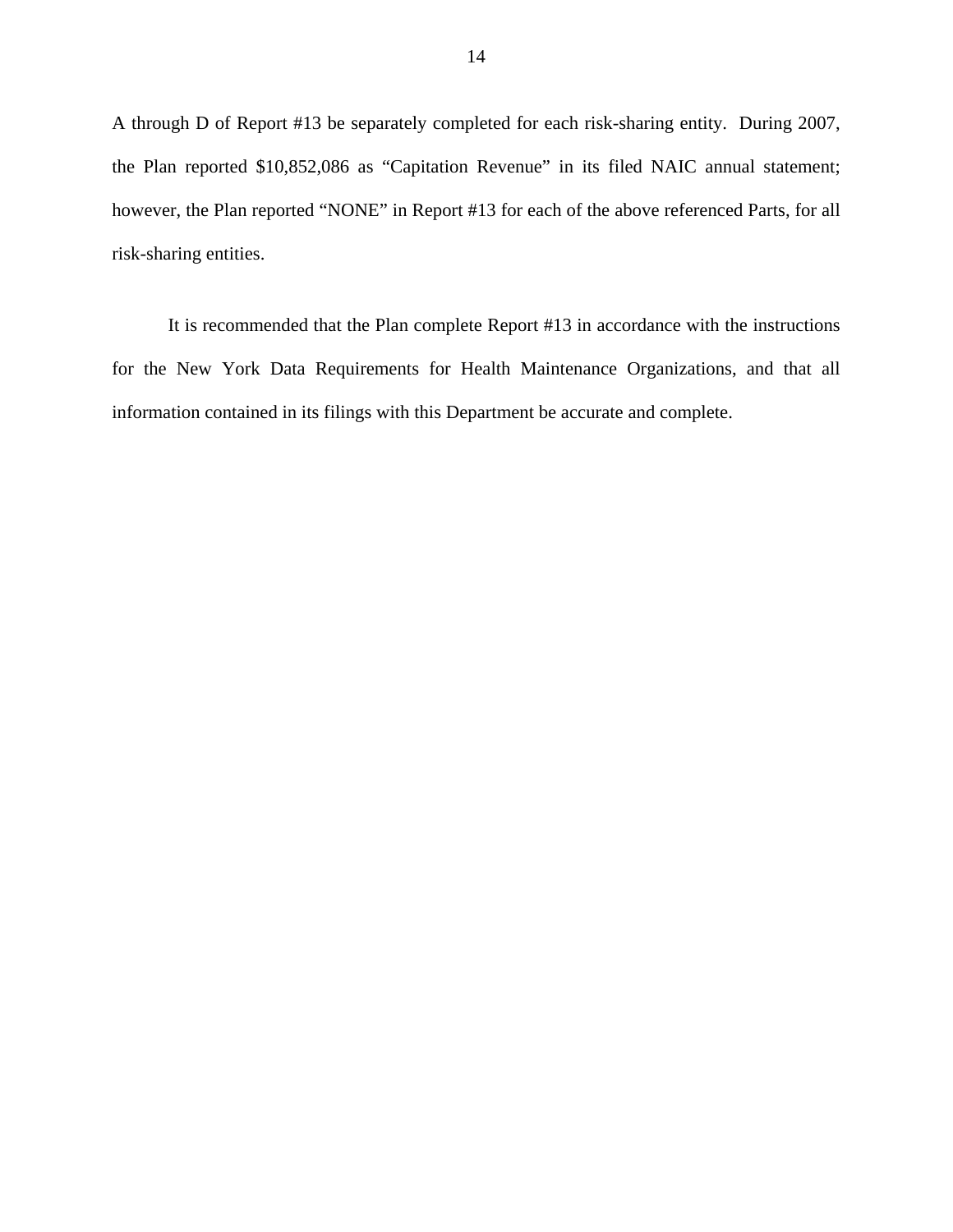A through D of Report #13 be separately completed for each risk-sharing entity. During 2007, the Plan reported $10,852,086 as "Capitation Revenue" in its filed NAIC annual statement; however, the Plan reported "NONE" in Report #13 for each of the above referenced Parts, for all risk-sharing entities.

It is recommended that the Plan complete Report #13 in accordance with the instructions for the New York Data Requirements for Health Maintenance Organizations, and that all information contained in its filings with this Department be accurate and complete.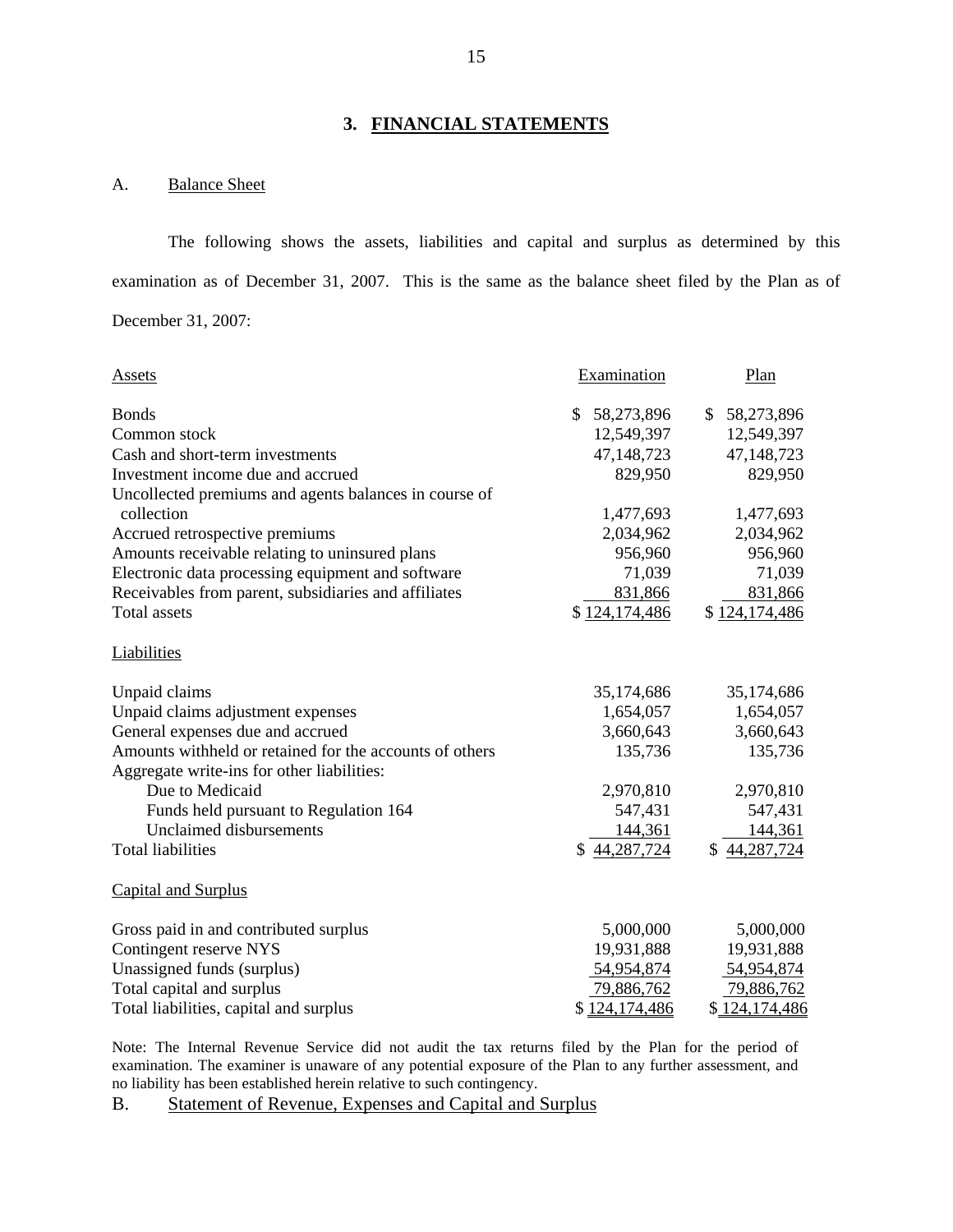## 3. FINANCIAL STATEMENTS

A. Balance Sheet

The following shows the assets, liabilities and capital and surplus as determined by this examination as of December 31, 2007. This is the same as the balance sheet filed by the Plan as of December 31, 2007:

| Assets | Examination | Plan |
|---|---|---|
| Bonds | $ 58,273,896 | $ 58,273,896 |
| Common stock | 12,549,397 | 12,549,397 |
| Cash and short-term investments | 47,148,723 | 47,148,723 |
| Investment income due and accrued | 829,950 | 829,950 |
| Uncollected premiums and agents balances in course of collection | 1,477,693 | 1,477,693 |
| Accrued retrospective premiums | 2,034,962 | 2,034,962 |
| Amounts receivable relating to uninsured plans | 956,960 | 956,960 |
| Electronic data processing equipment and software | 71,039 | 71,039 |
| Receivables from parent, subsidiaries and affiliates | 831,866 | 831,866 |
| Total assets | $ 124,174,486 | $ 124,174,486 |
| **Liabilities** | | |
| Unpaid claims | 35,174,686 | 35,174,686 |
| Unpaid claims adjustment expenses | 1,654,057 | 1,654,057 |
| General expenses due and accrued | 3,660,643 | 3,660,643 |
| Amounts withheld or retained for the accounts of others | 135,736 | 135,736 |
| Aggregate write-ins for other liabilities: | | |
| Due to Medicaid | 2,970,810 | 2,970,810 |
| Funds held pursuant to Regulation 164 | 547,431 | 547,431 |
| Unclaimed disbursements | 144,361 | 144,361 |
| Total liabilities | $ 44,287,724 | $ 44,287,724 |
| **Capital and Surplus** | | |
| Gross paid in and contributed surplus | 5,000,000 | 5,000,000 |
| Contingent reserve NYS | 19,931,888 | 19,931,888 |
| Unassigned funds (surplus) | 54,954,874 | 54,954,874 |
| Total capital and surplus | 79,886,762 | 79,886,762 |
| Total liabilities, capital and surplus | $ 124,174,486 | $ 124,174,486 |

Note: The Internal Revenue Service did not audit the tax returns filed by the Plan for the period of examination. The examiner is unaware of any potential exposure of the Plan to any further assessment, and no liability has been established herein relative to such contingency.

B. Statement of Revenue, Expenses and Capital and Surplus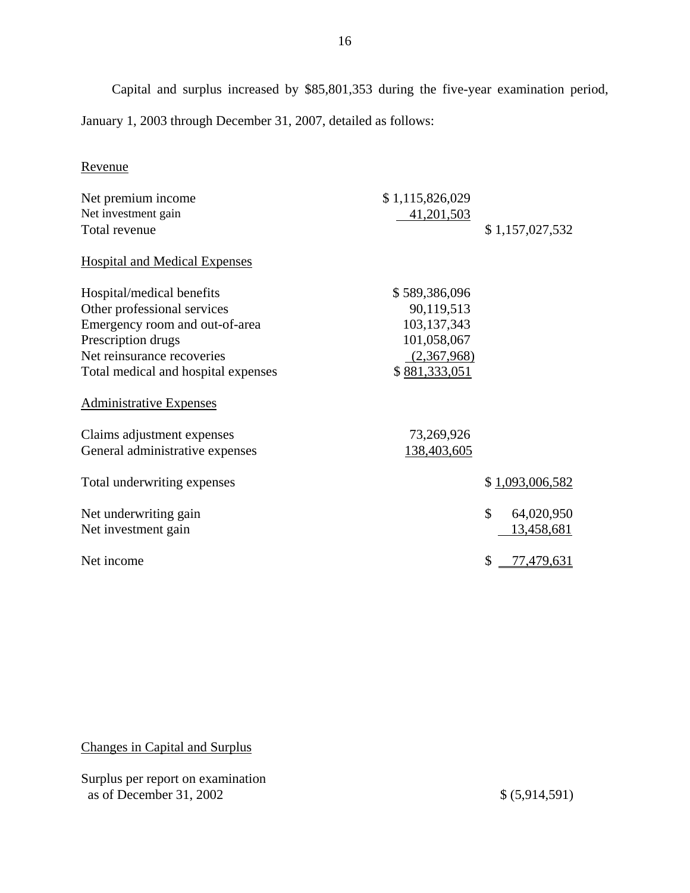Capital and surplus increased by $85,801,353 during the five-year examination period, January 1, 2003 through December 31, 2007, detailed as follows:

| | | |
|---|---|---|
| Revenue | | |
| Net premium income | $ 1,115,826,029 | |
| Net investment gain | 41,201,503 | |
| Total revenue | | $ 1,157,027,532 |
| Hospital and Medical Expenses | | |
| Hospital/medical benefits | $ 589,386,096 | |
| Other professional services | 90,119,513 | |
| Emergency room and out-of-area | 103,137,343 | |
| Prescription drugs | 101,058,067 | |
| Net reinsurance recoveries | (2,367,968) | |
| Total medical and hospital expenses | $ 881,333,051 | |
| Administrative Expenses | | |
| Claims adjustment expenses | 73,269,926 | |
| General administrative expenses | 138,403,605 | |
| Total underwriting expenses | | $ 1,093,006,582 |
| Net underwriting gain | | $ 64,020,950 |
| Net investment gain | | 13,458,681 |
| Net income | | $ 77,479,631 |

Changes in Capital and Surplus

| | |
|---|---|
| Surplus per report on examination as of December 31, 2002 | $ (5,914,591) |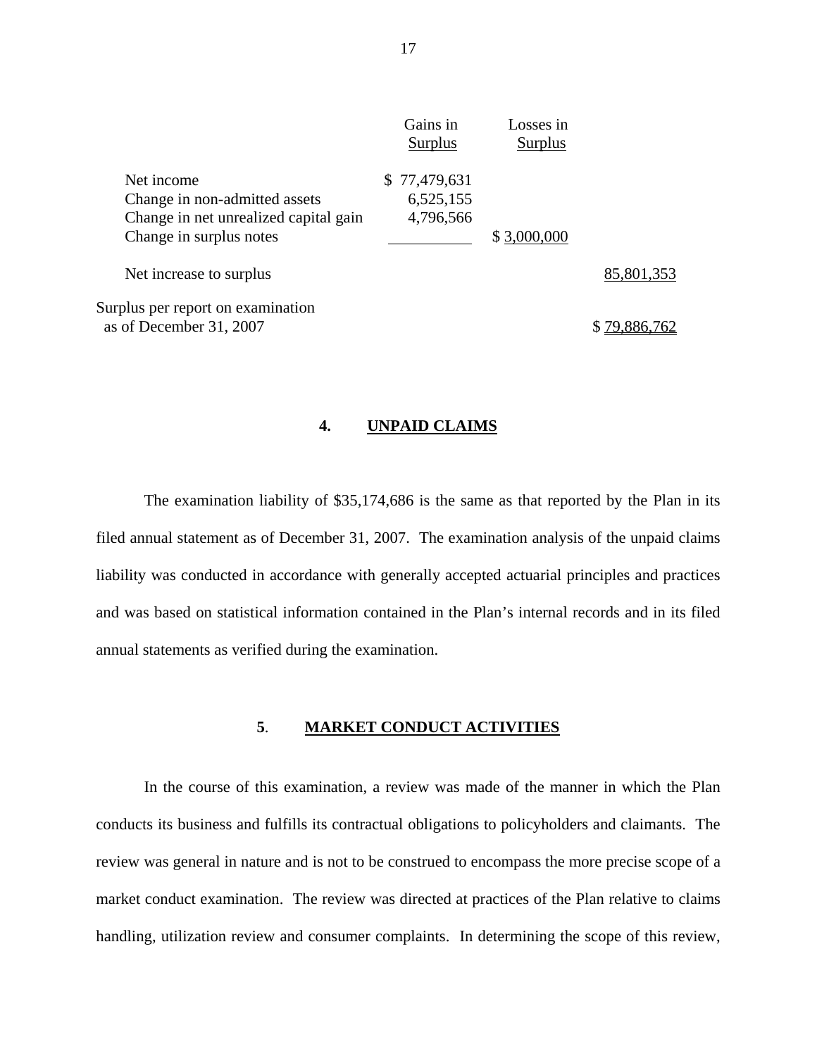| | Gains in Surplus | Losses in Surplus | |
|---|---|---|---|
| Net income | $ 77,479,631 | | |
| Change in non-admitted assets | 6,525,155 | | |
| Change in net unrealized capital gain | 4,796,566 | | |
| Change in surplus notes | | $ 3,000,000 | |
| Net increase to surplus | | | 85,801,353 |
| Surplus per report on examination as of December 31, 2007 | | | $ 79,886,762 |

## 4. UNPAID CLAIMS

The examination liability of $35,174,686 is the same as that reported by the Plan in its filed annual statement as of December 31, 2007. The examination analysis of the unpaid claims liability was conducted in accordance with generally accepted actuarial principles and practices and was based on statistical information contained in the Plan's internal records and in its filed annual statements as verified during the examination.

## 5. MARKET CONDUCT ACTIVITIES

In the course of this examination, a review was made of the manner in which the Plan conducts its business and fulfills its contractual obligations to policyholders and claimants. The review was general in nature and is not to be construed to encompass the more precise scope of a market conduct examination. The review was directed at practices of the Plan relative to claims handling, utilization review and consumer complaints. In determining the scope of this review,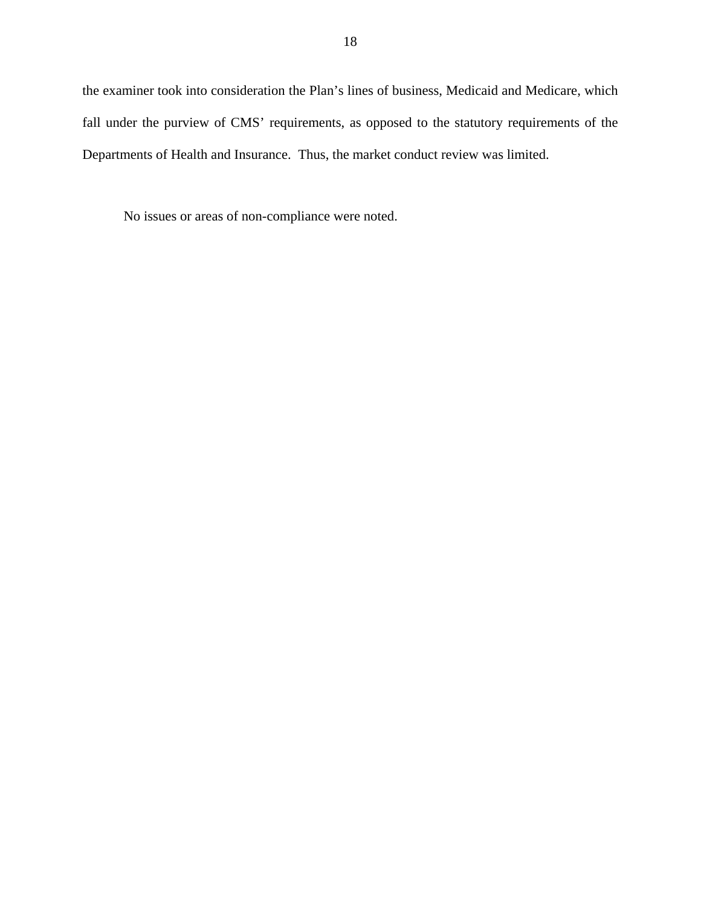the examiner took into consideration the Plan's lines of business, Medicaid and Medicare, which fall under the purview of CMS' requirements, as opposed to the statutory requirements of the Departments of Health and Insurance. Thus, the market conduct review was limited.

No issues or areas of non-compliance were noted.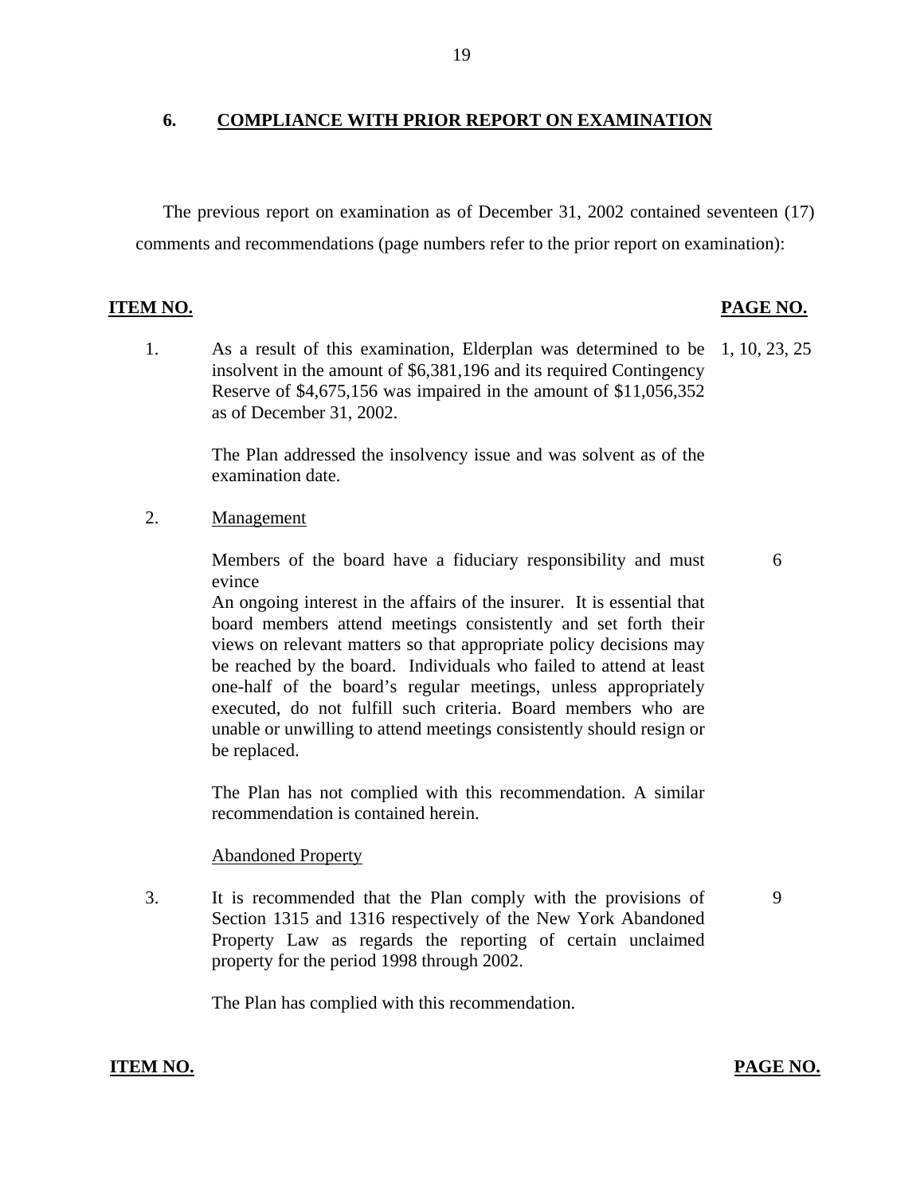## 6. COMPLIANCE WITH PRIOR REPORT ON EXAMINATION

The previous report on examination as of December 31, 2002 contained seventeen (17) comments and recommendations (page numbers refer to the prior report on examination):

| ITEM NO. | | PAGE NO. |
|---|---|---|
| 1. | As a result of this examination, Elderplan was determined to be insolvent in the amount of $6,381,196 and its required Contingency Reserve of $4,675,156 was impaired in the amount of $11,056,352 as of December 31, 2002.<br><br>The Plan addressed the insolvency issue and was solvent as of the examination date. | 1, 10, 23, 25 |
| 2. | Management<br><br>Members of the board have a fiduciary responsibility and must evince<br>An ongoing interest in the affairs of the insurer. It is essential that board members attend meetings consistently and set forth their views on relevant matters so that appropriate policy decisions may be reached by the board. Individuals who failed to attend at least one-half of the board's regular meetings, unless appropriately executed, do not fulfill such criteria. Board members who are unable or unwilling to attend meetings consistently should resign or be replaced.<br><br>The Plan has not complied with this recommendation. A similar recommendation is contained herein. | 6 |
| | Abandoned Property | |
| 3. | It is recommended that the Plan comply with the provisions of Section 1315 and 1316 respectively of the New York Abandoned Property Law as regards the reporting of certain unclaimed property for the period 1998 through 2002.<br><br>The Plan has complied with this recommendation. | 9 |

**ITEM NO.** **PAGE NO.**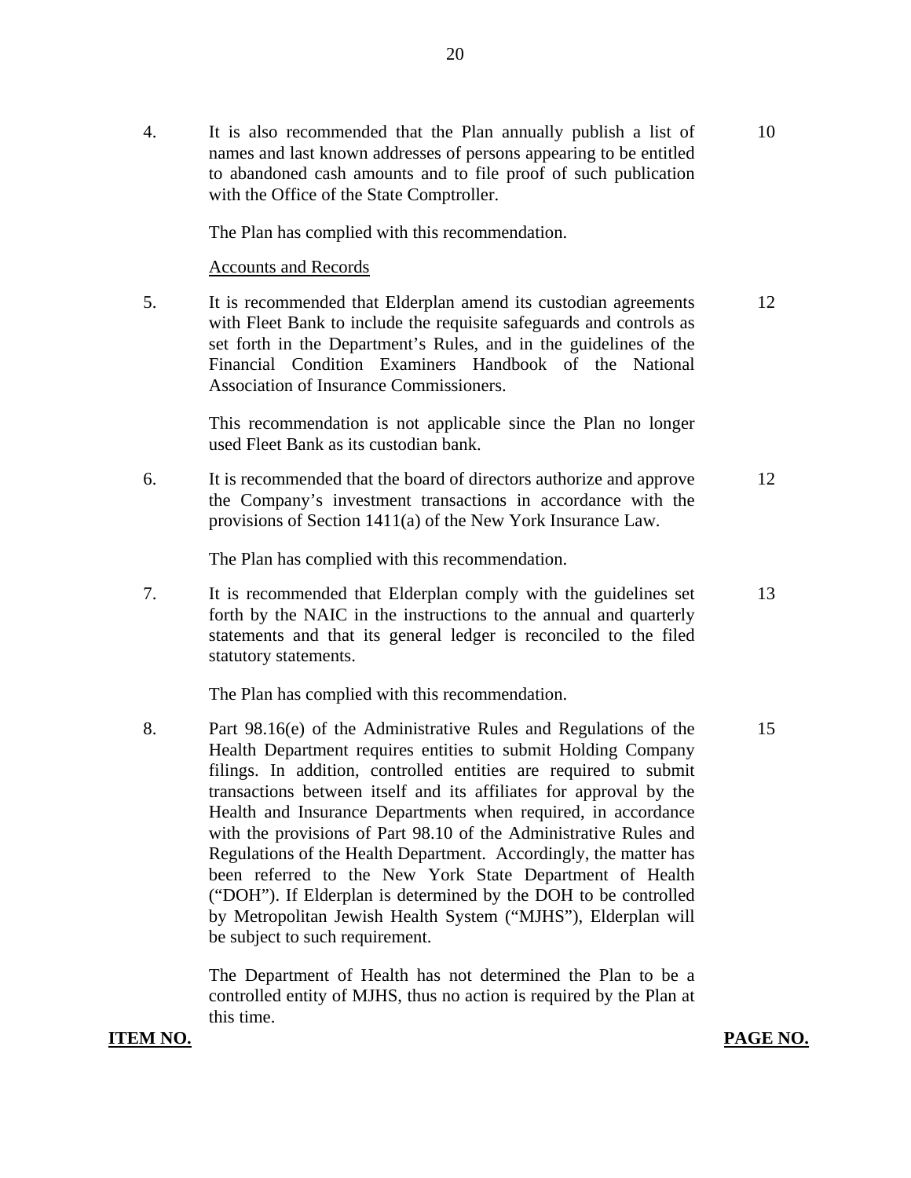| ITEM NO. | | PAGE NO. |
|---|---|---|
| 4. | It is also recommended that the Plan annually publish a list of names and last known addresses of persons appearing to be entitled to abandoned cash amounts and to file proof of such publication with the Office of the State Comptroller.<br><br>The Plan has complied with this recommendation. | 10 |
| | Accounts and Records | |
| 5. | It is recommended that Elderplan amend its custodian agreements with Fleet Bank to include the requisite safeguards and controls as set forth in the Department's Rules, and in the guidelines of the Financial Condition Examiners Handbook of the National Association of Insurance Commissioners.<br><br>This recommendation is not applicable since the Plan no longer used Fleet Bank as its custodian bank. | 12 |
| 6. | It is recommended that the board of directors authorize and approve the Company's investment transactions in accordance with the provisions of Section 1411(a) of the New York Insurance Law.<br><br>The Plan has complied with this recommendation. | 12 |
| 7. | It is recommended that Elderplan comply with the guidelines set forth by the NAIC in the instructions to the annual and quarterly statements and that its general ledger is reconciled to the filed statutory statements.<br><br>The Plan has complied with this recommendation. | 13 |
| 8. | Part 98.16(e) of the Administrative Rules and Regulations of the Health Department requires entities to submit Holding Company filings. In addition, controlled entities are required to submit transactions between itself and its affiliates for approval by the Health and Insurance Departments when required, in accordance with the provisions of Part 98.10 of the Administrative Rules and Regulations of the Health Department. Accordingly, the matter has been referred to the New York State Department of Health ("DOH"). If Elderplan is determined by the DOH to be controlled by Metropolitan Jewish Health System ("MJHS"), Elderplan will be subject to such requirement.<br><br>The Department of Health has not determined the Plan to be a controlled entity of MJHS, thus no action is required by the Plan at this time. | 15 |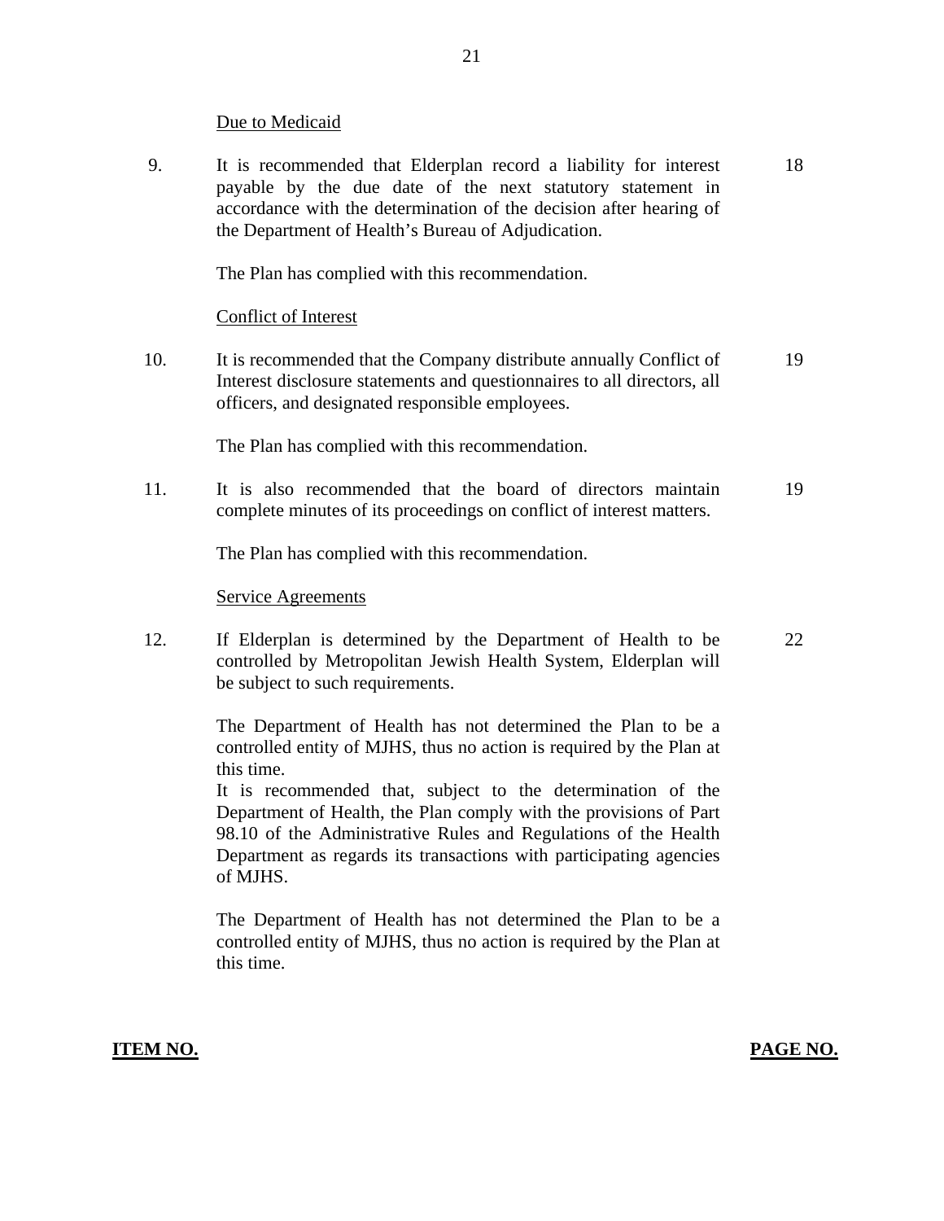Due to Medicaid

| | | |
|---|---|---|
| 9. | It is recommended that Elderplan record a liability for interest payable by the due date of the next statutory statement in accordance with the determination of the decision after hearing of the Department of Health's Bureau of Adjudication.<br><br>The Plan has complied with this recommendation. | 18 |

Conflict of Interest

| | | |
|---|---|---|
| 10. | It is recommended that the Company distribute annually Conflict of Interest disclosure statements and questionnaires to all directors, all officers, and designated responsible employees.<br><br>The Plan has complied with this recommendation. | 19 |
| 11. | It is also recommended that the board of directors maintain complete minutes of its proceedings on conflict of interest matters.<br><br>The Plan has complied with this recommendation. | 19 |

Service Agreements

| | | |
|---|---|---|
| 12. | If Elderplan is determined by the Department of Health to be controlled by Metropolitan Jewish Health System, Elderplan will be subject to such requirements.<br><br>The Department of Health has not determined the Plan to be a controlled entity of MJHS, thus no action is required by the Plan at this time.<br>It is recommended that, subject to the determination of the Department of Health, the Plan comply with the provisions of Part 98.10 of the Administrative Rules and Regulations of the Health Department as regards its transactions with participating agencies of MJHS.<br><br>The Department of Health has not determined the Plan to be a controlled entity of MJHS, thus no action is required by the Plan at this time. | 22 |

**ITEM NO.** **PAGE NO.**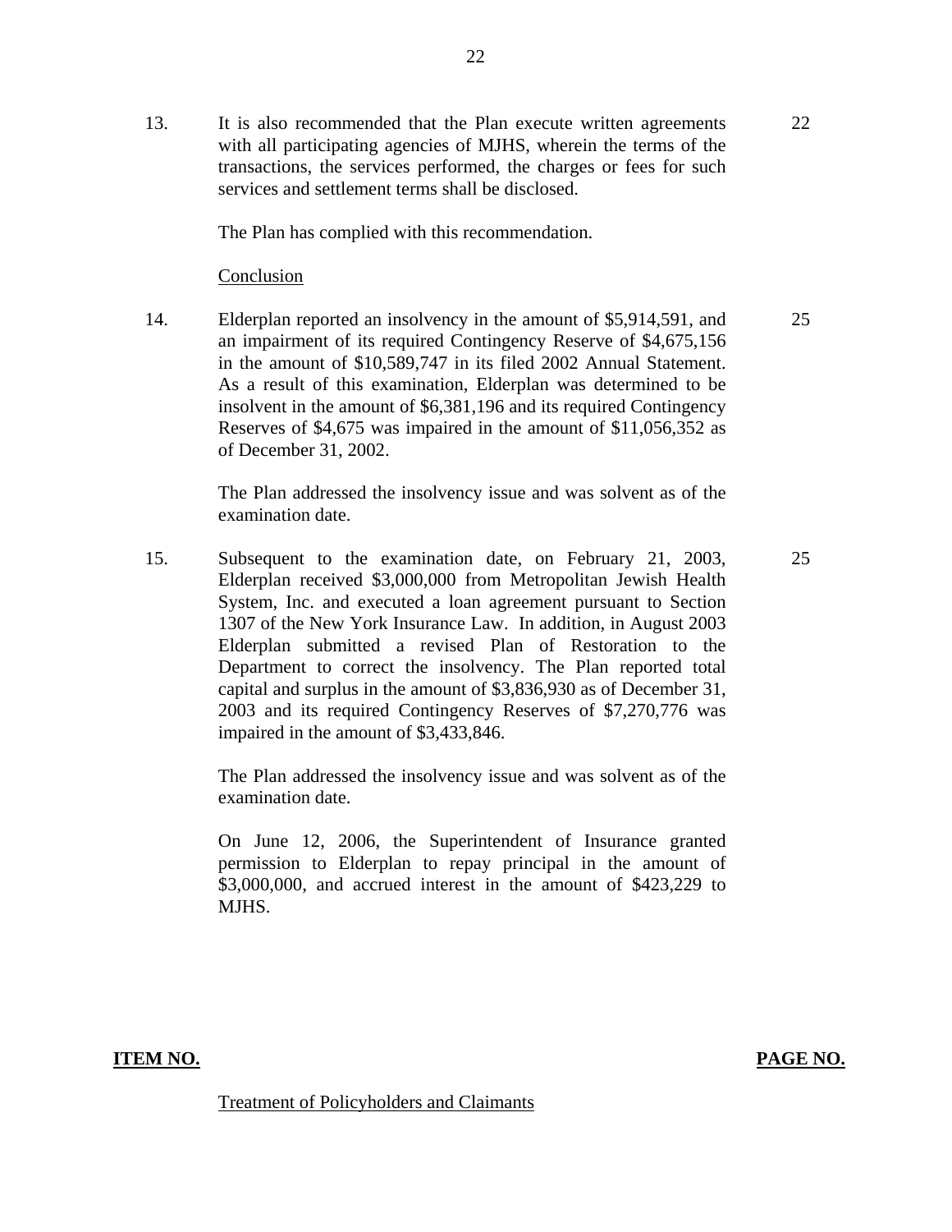13. It is also recommended that the Plan execute written agreements with all participating agencies of MJHS, wherein the terms of the transactions, the services performed, the charges or fees for such services and settlement terms shall be disclosed. — 22

    The Plan has complied with this recommendation.

    Conclusion

14. Elderplan reported an insolvency in the amount of $5,914,591, and an impairment of its required Contingency Reserve of $4,675,156 in the amount of $10,589,747 in its filed 2002 Annual Statement. As a result of this examination, Elderplan was determined to be insolvent in the amount of $6,381,196 and its required Contingency Reserves of $4,675 was impaired in the amount of $11,056,352 as of December 31, 2002. — 25

    The Plan addressed the insolvency issue and was solvent as of the examination date.

15. Subsequent to the examination date, on February 21, 2003, Elderplan received $3,000,000 from Metropolitan Jewish Health System, Inc. and executed a loan agreement pursuant to Section 1307 of the New York Insurance Law. In addition, in August 2003 Elderplan submitted a revised Plan of Restoration to the Department to correct the insolvency. The Plan reported total capital and surplus in the amount of $3,836,930 as of December 31, 2003 and its required Contingency Reserves of $7,270,776 was impaired in the amount of $3,433,846. — 25

    The Plan addressed the insolvency issue and was solvent as of the examination date.

    On June 12, 2006, the Superintendent of Insurance granted permission to Elderplan to repay principal in the amount of $3,000,000, and accrued interest in the amount of $423,229 to MJHS.

**ITEM NO.** **PAGE NO.**

Treatment of Policyholders and Claimants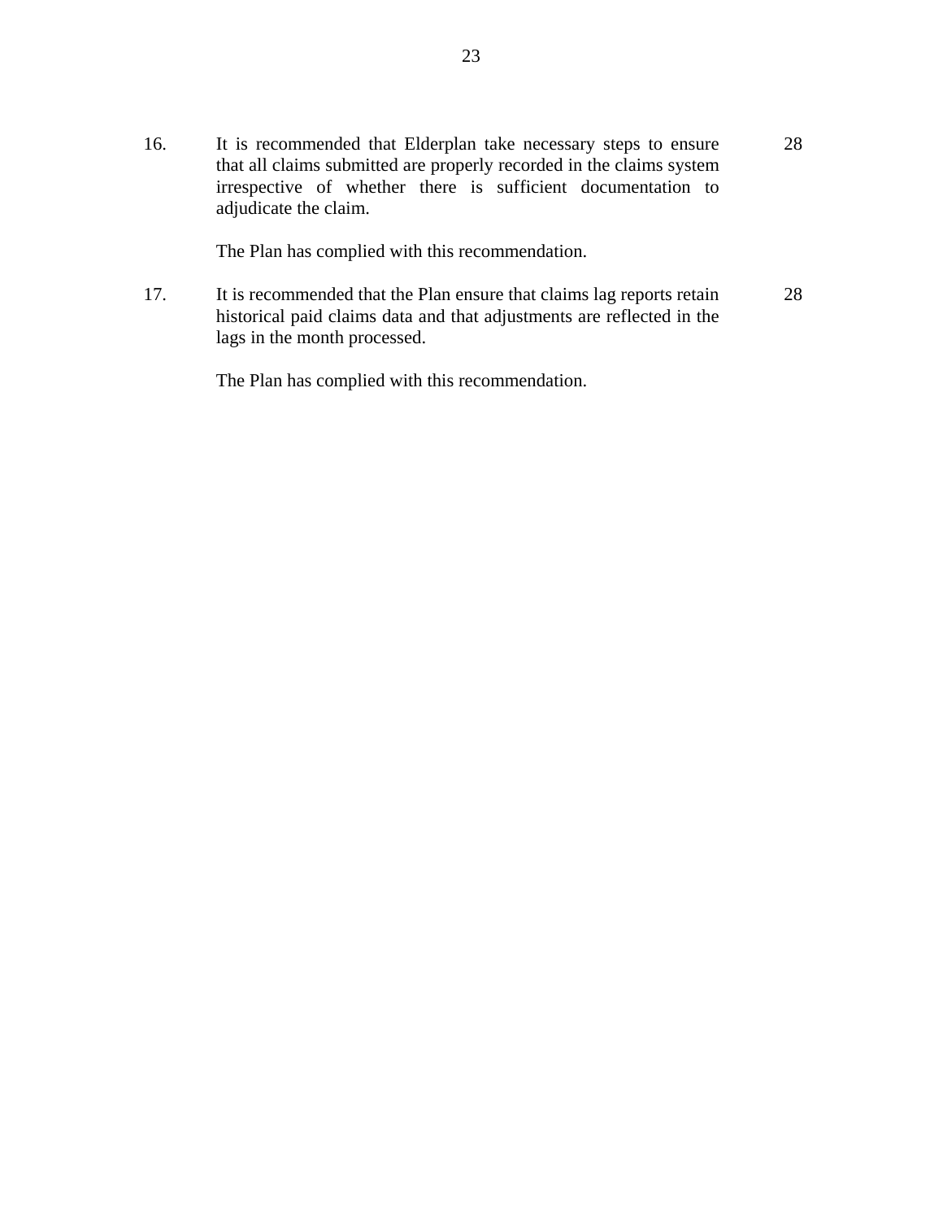| | | |
|---|---|---|
| 16. | It is recommended that Elderplan take necessary steps to ensure that all claims submitted are properly recorded in the claims system irrespective of whether there is sufficient documentation to adjudicate the claim.<br><br>The Plan has complied with this recommendation. | 28 |
| 17. | It is recommended that the Plan ensure that claims lag reports retain historical paid claims data and that adjustments are reflected in the lags in the month processed.<br><br>The Plan has complied with this recommendation. | 28 |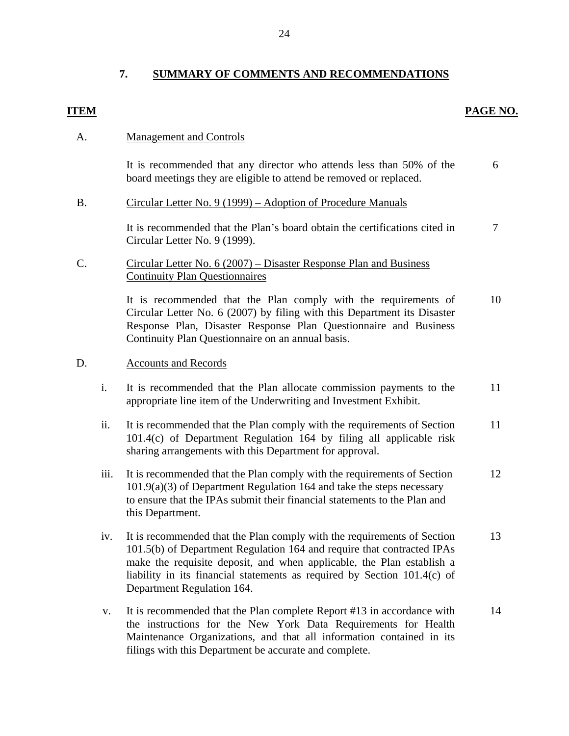## 7. SUMMARY OF COMMENTS AND RECOMMENDATIONS

| ITEM | | | PAGE NO. |
|---|---|---|---|
| A. | | Management and Controls | |
| | | It is recommended that any director who attends less than 50% of the board meetings they are eligible to attend be removed or replaced. | 6 |
| B. | | Circular Letter No. 9 (1999) – Adoption of Procedure Manuals | |
| | | It is recommended that the Plan's board obtain the certifications cited in Circular Letter No. 9 (1999). | 7 |
| C. | | Circular Letter No. 6 (2007) – Disaster Response Plan and Business Continuity Plan Questionnaires | |
| | | It is recommended that the Plan comply with the requirements of Circular Letter No. 6 (2007) by filing with this Department its Disaster Response Plan, Disaster Response Plan Questionnaire and Business Continuity Plan Questionnaire on an annual basis. | 10 |
| D. | | Accounts and Records | |
| | i. | It is recommended that the Plan allocate commission payments to the appropriate line item of the Underwriting and Investment Exhibit. | 11 |
| | ii. | It is recommended that the Plan comply with the requirements of Section 101.4(c) of Department Regulation 164 by filing all applicable risk sharing arrangements with this Department for approval. | 11 |
| | iii. | It is recommended that the Plan comply with the requirements of Section 101.9(a)(3) of Department Regulation 164 and take the steps necessary to ensure that the IPAs submit their financial statements to the Plan and this Department. | 12 |
| | iv. | It is recommended that the Plan comply with the requirements of Section 101.5(b) of Department Regulation 164 and require that contracted IPAs make the requisite deposit, and when applicable, the Plan establish a liability in its financial statements as required by Section 101.4(c) of Department Regulation 164. | 13 |
| | v. | It is recommended that the Plan complete Report #13 in accordance with the instructions for the New York Data Requirements for Health Maintenance Organizations, and that all information contained in its filings with this Department be accurate and complete. | 14 |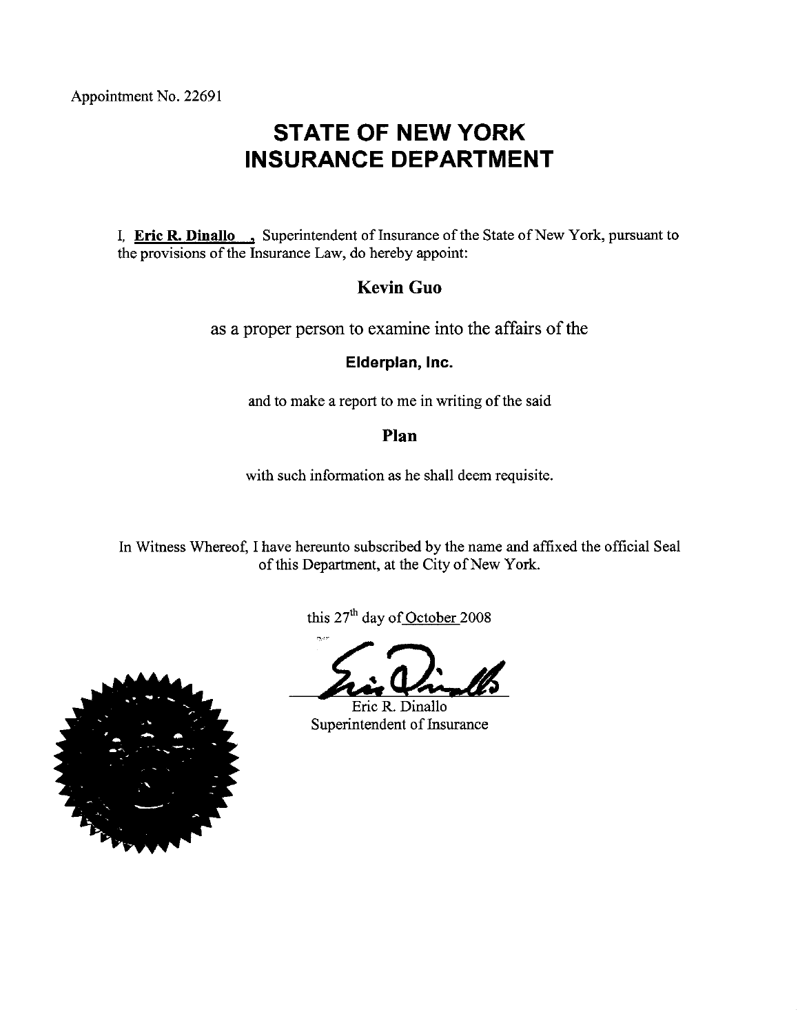Appointment No. 22691

# STATE OF NEW YORK
# INSURANCE DEPARTMENT

I, **Eric R. Dinallo** , Superintendent of Insurance of the State of New York, pursuant to the provisions of the Insurance Law, do hereby appoint:

**Kevin Guo**

as a proper person to examine into the affairs of the

**Elderplan, Inc.**

and to make a report to me in writing of the said

**Plan**

with such information as he shall deem requisite.

In Witness Whereof, I have hereunto subscribed by the name and affixed the official Seal of this Department, at the City of New York.

this 27th day of October 2008

Eric R. Dinallo
Superintendent of Insurance